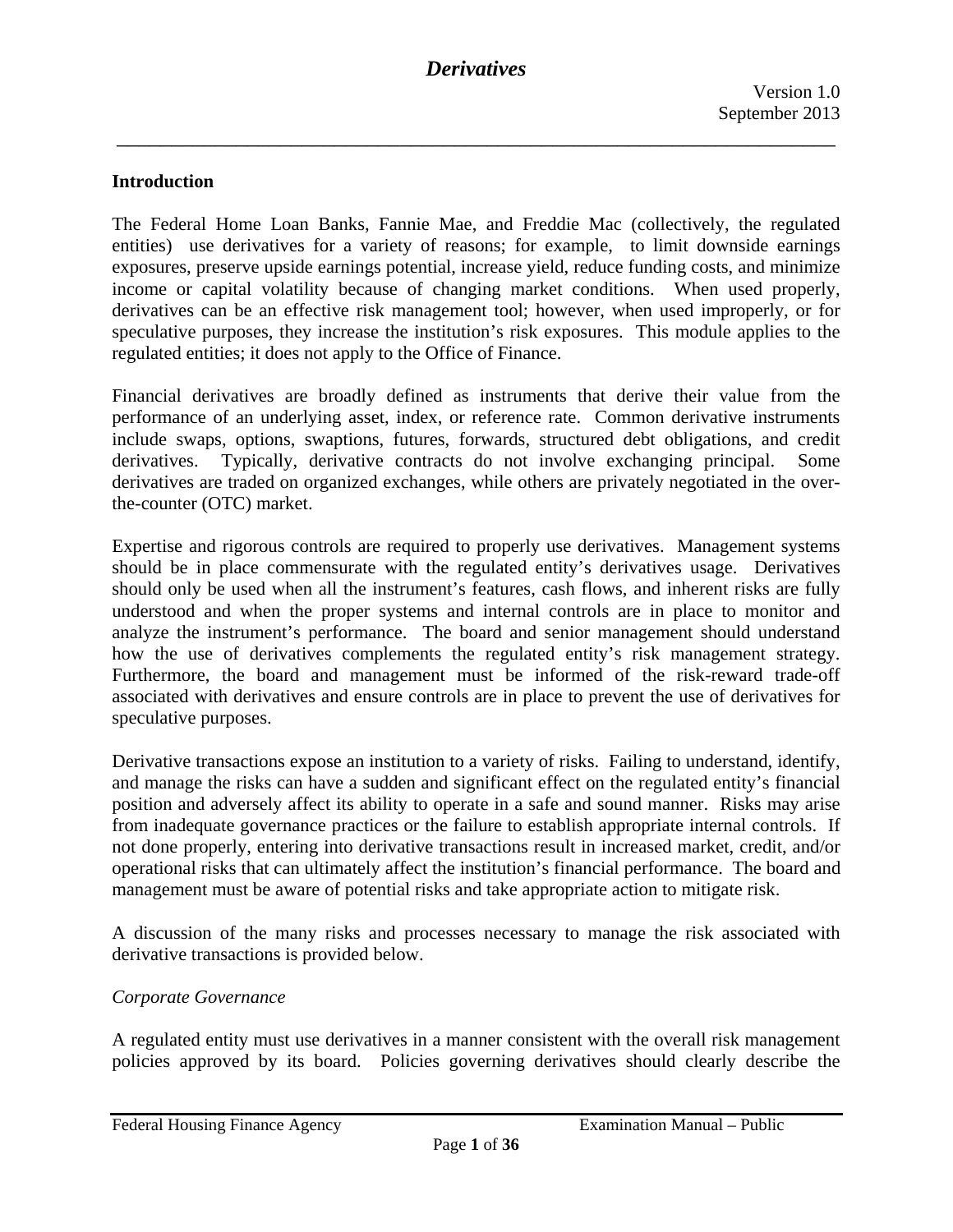# Derivatives

Version 1.0
September 2013

## Introduction

The Federal Home Loan Banks, Fannie Mae, and Freddie Mac (collectively, the regulated entities) use derivatives for a variety of reasons; for example, to limit downside earnings exposures, preserve upside earnings potential, increase yield, reduce funding costs, and minimize income or capital volatility because of changing market conditions. When used properly, derivatives can be an effective risk management tool; however, when used improperly, or for speculative purposes, they increase the institution's risk exposures. This module applies to the regulated entities; it does not apply to the Office of Finance.

Financial derivatives are broadly defined as instruments that derive their value from the performance of an underlying asset, index, or reference rate. Common derivative instruments include swaps, options, swaptions, futures, forwards, structured debt obligations, and credit derivatives. Typically, derivative contracts do not involve exchanging principal. Some derivatives are traded on organized exchanges, while others are privately negotiated in the over-the-counter (OTC) market.

Expertise and rigorous controls are required to properly use derivatives. Management systems should be in place commensurate with the regulated entity's derivatives usage. Derivatives should only be used when all the instrument's features, cash flows, and inherent risks are fully understood and when the proper systems and internal controls are in place to monitor and analyze the instrument's performance. The board and senior management should understand how the use of derivatives complements the regulated entity's risk management strategy. Furthermore, the board and management must be informed of the risk-reward trade-off associated with derivatives and ensure controls are in place to prevent the use of derivatives for speculative purposes.

Derivative transactions expose an institution to a variety of risks. Failing to understand, identify, and manage the risks can have a sudden and significant effect on the regulated entity's financial position and adversely affect its ability to operate in a safe and sound manner. Risks may arise from inadequate governance practices or the failure to establish appropriate internal controls. If not done properly, entering into derivative transactions result in increased market, credit, and/or operational risks that can ultimately affect the institution's financial performance. The board and management must be aware of potential risks and take appropriate action to mitigate risk.

A discussion of the many risks and processes necessary to manage the risk associated with derivative transactions is provided below.

### *Corporate Governance*

A regulated entity must use derivatives in a manner consistent with the overall risk management policies approved by its board. Policies governing derivatives should clearly describe the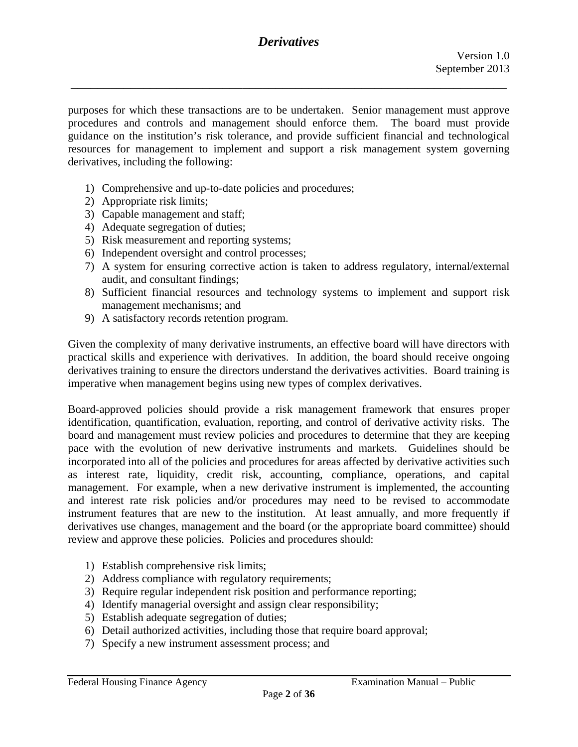purposes for which these transactions are to be undertaken. Senior management must approve procedures and controls and management should enforce them. The board must provide guidance on the institution's risk tolerance, and provide sufficient financial and technological resources for management to implement and support a risk management system governing derivatives, including the following:

1) Comprehensive and up-to-date policies and procedures;
2) Appropriate risk limits;
3) Capable management and staff;
4) Adequate segregation of duties;
5) Risk measurement and reporting systems;
6) Independent oversight and control processes;
7) A system for ensuring corrective action is taken to address regulatory, internal/external audit, and consultant findings;
8) Sufficient financial resources and technology systems to implement and support risk management mechanisms; and
9) A satisfactory records retention program.

Given the complexity of many derivative instruments, an effective board will have directors with practical skills and experience with derivatives. In addition, the board should receive ongoing derivatives training to ensure the directors understand the derivatives activities. Board training is imperative when management begins using new types of complex derivatives.

Board-approved policies should provide a risk management framework that ensures proper identification, quantification, evaluation, reporting, and control of derivative activity risks. The board and management must review policies and procedures to determine that they are keeping pace with the evolution of new derivative instruments and markets. Guidelines should be incorporated into all of the policies and procedures for areas affected by derivative activities such as interest rate, liquidity, credit risk, accounting, compliance, operations, and capital management. For example, when a new derivative instrument is implemented, the accounting and interest rate risk policies and/or procedures may need to be revised to accommodate instrument features that are new to the institution. At least annually, and more frequently if derivatives use changes, management and the board (or the appropriate board committee) should review and approve these policies. Policies and procedures should:

1) Establish comprehensive risk limits;
2) Address compliance with regulatory requirements;
3) Require regular independent risk position and performance reporting;
4) Identify managerial oversight and assign clear responsibility;
5) Establish adequate segregation of duties;
6) Detail authorized activities, including those that require board approval;
7) Specify a new instrument assessment process; and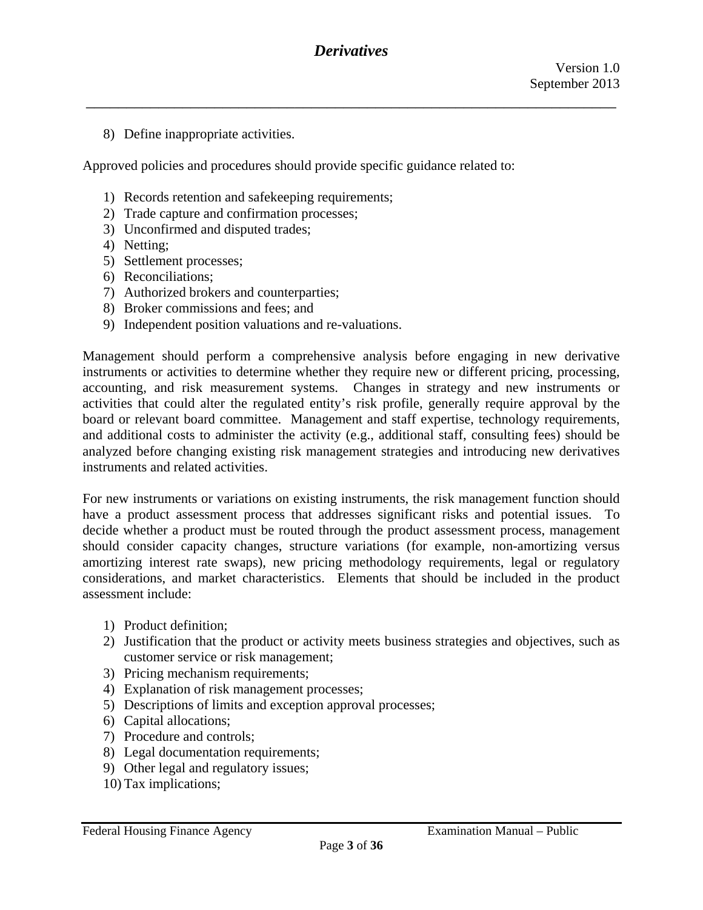8) Define inappropriate activities.

Approved policies and procedures should provide specific guidance related to:

1) Records retention and safekeeping requirements;
2) Trade capture and confirmation processes;
3) Unconfirmed and disputed trades;
4) Netting;
5) Settlement processes;
6) Reconciliations;
7) Authorized brokers and counterparties;
8) Broker commissions and fees; and
9) Independent position valuations and re-valuations.

Management should perform a comprehensive analysis before engaging in new derivative instruments or activities to determine whether they require new or different pricing, processing, accounting, and risk measurement systems. Changes in strategy and new instruments or activities that could alter the regulated entity's risk profile, generally require approval by the board or relevant board committee. Management and staff expertise, technology requirements, and additional costs to administer the activity (e.g., additional staff, consulting fees) should be analyzed before changing existing risk management strategies and introducing new derivatives instruments and related activities.

For new instruments or variations on existing instruments, the risk management function should have a product assessment process that addresses significant risks and potential issues. To decide whether a product must be routed through the product assessment process, management should consider capacity changes, structure variations (for example, non-amortizing versus amortizing interest rate swaps), new pricing methodology requirements, legal or regulatory considerations, and market characteristics. Elements that should be included in the product assessment include:

1) Product definition;
2) Justification that the product or activity meets business strategies and objectives, such as customer service or risk management;
3) Pricing mechanism requirements;
4) Explanation of risk management processes;
5) Descriptions of limits and exception approval processes;
6) Capital allocations;
7) Procedure and controls;
8) Legal documentation requirements;
9) Other legal and regulatory issues;
10) Tax implications;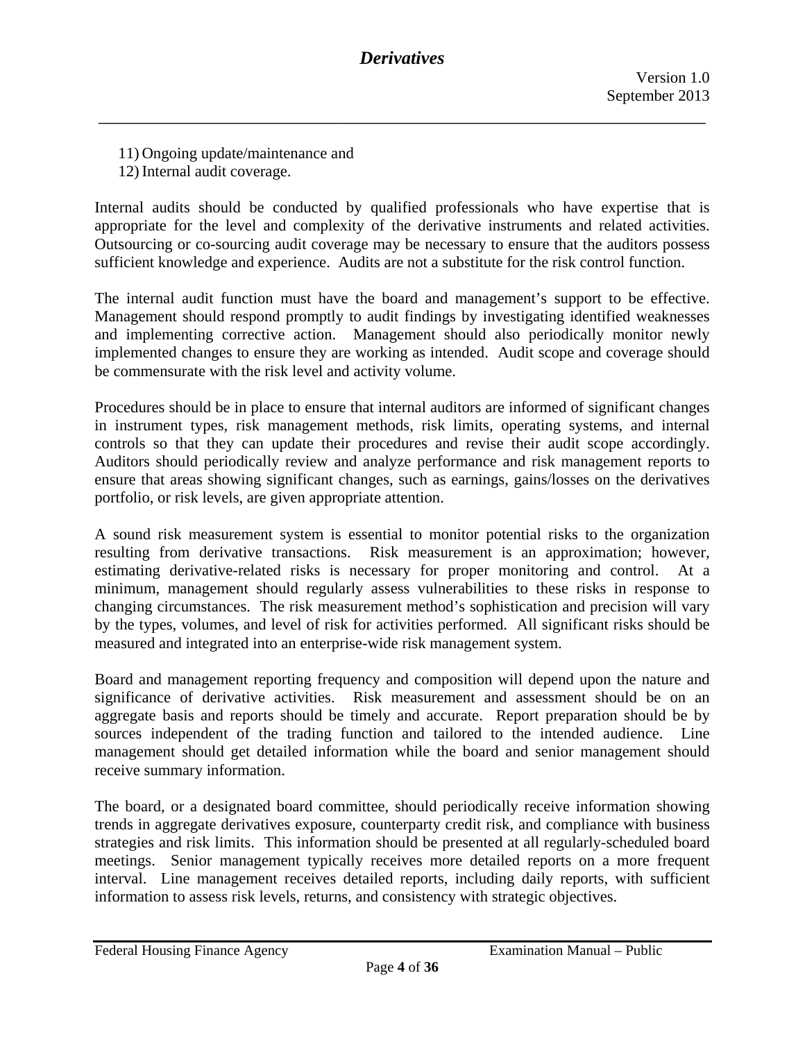11) Ongoing update/maintenance and
12) Internal audit coverage.

Internal audits should be conducted by qualified professionals who have expertise that is appropriate for the level and complexity of the derivative instruments and related activities. Outsourcing or co-sourcing audit coverage may be necessary to ensure that the auditors possess sufficient knowledge and experience. Audits are not a substitute for the risk control function.

The internal audit function must have the board and management's support to be effective. Management should respond promptly to audit findings by investigating identified weaknesses and implementing corrective action. Management should also periodically monitor newly implemented changes to ensure they are working as intended. Audit scope and coverage should be commensurate with the risk level and activity volume.

Procedures should be in place to ensure that internal auditors are informed of significant changes in instrument types, risk management methods, risk limits, operating systems, and internal controls so that they can update their procedures and revise their audit scope accordingly. Auditors should periodically review and analyze performance and risk management reports to ensure that areas showing significant changes, such as earnings, gains/losses on the derivatives portfolio, or risk levels, are given appropriate attention.

A sound risk measurement system is essential to monitor potential risks to the organization resulting from derivative transactions. Risk measurement is an approximation; however, estimating derivative-related risks is necessary for proper monitoring and control. At a minimum, management should regularly assess vulnerabilities to these risks in response to changing circumstances. The risk measurement method's sophistication and precision will vary by the types, volumes, and level of risk for activities performed. All significant risks should be measured and integrated into an enterprise-wide risk management system.

Board and management reporting frequency and composition will depend upon the nature and significance of derivative activities. Risk measurement and assessment should be on an aggregate basis and reports should be timely and accurate. Report preparation should be by sources independent of the trading function and tailored to the intended audience. Line management should get detailed information while the board and senior management should receive summary information.

The board, or a designated board committee, should periodically receive information showing trends in aggregate derivatives exposure, counterparty credit risk, and compliance with business strategies and risk limits. This information should be presented at all regularly-scheduled board meetings. Senior management typically receives more detailed reports on a more frequent interval. Line management receives detailed reports, including daily reports, with sufficient information to assess risk levels, returns, and consistency with strategic objectives.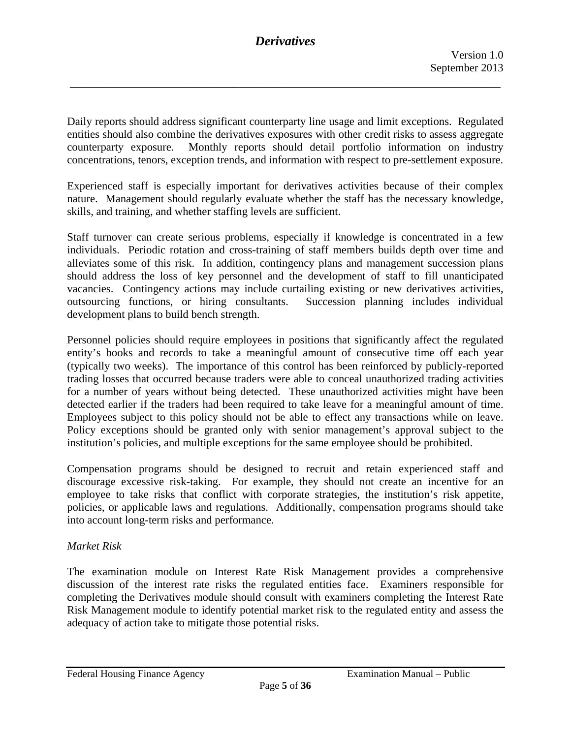Daily reports should address significant counterparty line usage and limit exceptions. Regulated entities should also combine the derivatives exposures with other credit risks to assess aggregate counterparty exposure. Monthly reports should detail portfolio information on industry concentrations, tenors, exception trends, and information with respect to pre-settlement exposure.

Experienced staff is especially important for derivatives activities because of their complex nature. Management should regularly evaluate whether the staff has the necessary knowledge, skills, and training, and whether staffing levels are sufficient.

Staff turnover can create serious problems, especially if knowledge is concentrated in a few individuals. Periodic rotation and cross-training of staff members builds depth over time and alleviates some of this risk. In addition, contingency plans and management succession plans should address the loss of key personnel and the development of staff to fill unanticipated vacancies. Contingency actions may include curtailing existing or new derivatives activities, outsourcing functions, or hiring consultants. Succession planning includes individual development plans to build bench strength.

Personnel policies should require employees in positions that significantly affect the regulated entity's books and records to take a meaningful amount of consecutive time off each year (typically two weeks). The importance of this control has been reinforced by publicly-reported trading losses that occurred because traders were able to conceal unauthorized trading activities for a number of years without being detected. These unauthorized activities might have been detected earlier if the traders had been required to take leave for a meaningful amount of time. Employees subject to this policy should not be able to effect any transactions while on leave. Policy exceptions should be granted only with senior management's approval subject to the institution's policies, and multiple exceptions for the same employee should be prohibited.

Compensation programs should be designed to recruit and retain experienced staff and discourage excessive risk-taking. For example, they should not create an incentive for an employee to take risks that conflict with corporate strategies, the institution's risk appetite, policies, or applicable laws and regulations. Additionally, compensation programs should take into account long-term risks and performance.

*Market Risk*

The examination module on Interest Rate Risk Management provides a comprehensive discussion of the interest rate risks the regulated entities face. Examiners responsible for completing the Derivatives module should consult with examiners completing the Interest Rate Risk Management module to identify potential market risk to the regulated entity and assess the adequacy of action take to mitigate those potential risks.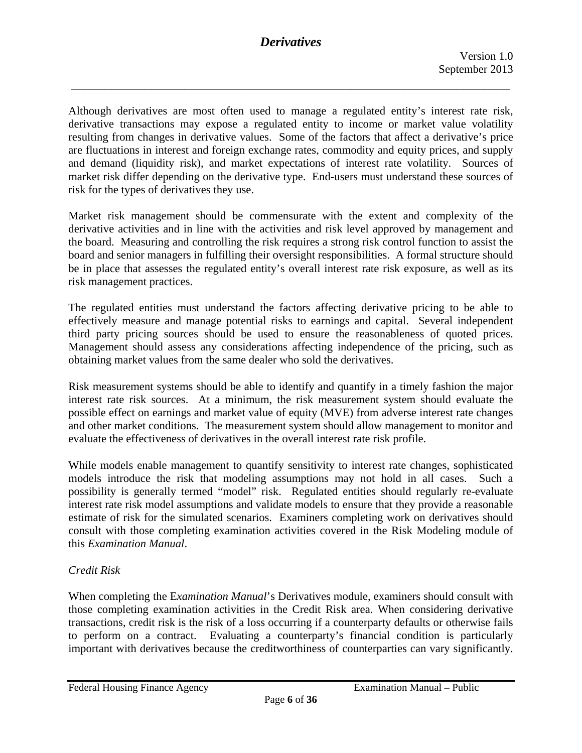Although derivatives are most often used to manage a regulated entity's interest rate risk, derivative transactions may expose a regulated entity to income or market value volatility resulting from changes in derivative values. Some of the factors that affect a derivative's price are fluctuations in interest and foreign exchange rates, commodity and equity prices, and supply and demand (liquidity risk), and market expectations of interest rate volatility. Sources of market risk differ depending on the derivative type. End-users must understand these sources of risk for the types of derivatives they use.

Market risk management should be commensurate with the extent and complexity of the derivative activities and in line with the activities and risk level approved by management and the board. Measuring and controlling the risk requires a strong risk control function to assist the board and senior managers in fulfilling their oversight responsibilities. A formal structure should be in place that assesses the regulated entity's overall interest rate risk exposure, as well as its risk management practices.

The regulated entities must understand the factors affecting derivative pricing to be able to effectively measure and manage potential risks to earnings and capital. Several independent third party pricing sources should be used to ensure the reasonableness of quoted prices. Management should assess any considerations affecting independence of the pricing, such as obtaining market values from the same dealer who sold the derivatives.

Risk measurement systems should be able to identify and quantify in a timely fashion the major interest rate risk sources. At a minimum, the risk measurement system should evaluate the possible effect on earnings and market value of equity (MVE) from adverse interest rate changes and other market conditions. The measurement system should allow management to monitor and evaluate the effectiveness of derivatives in the overall interest rate risk profile.

While models enable management to quantify sensitivity to interest rate changes, sophisticated models introduce the risk that modeling assumptions may not hold in all cases. Such a possibility is generally termed "model" risk. Regulated entities should regularly re-evaluate interest rate risk model assumptions and validate models to ensure that they provide a reasonable estimate of risk for the simulated scenarios. Examiners completing work on derivatives should consult with those completing examination activities covered in the Risk Modeling module of this *Examination Manual*.

*Credit Risk*

When completing the E*xamination Manual*'s Derivatives module, examiners should consult with those completing examination activities in the Credit Risk area. When considering derivative transactions, credit risk is the risk of a loss occurring if a counterparty defaults or otherwise fails to perform on a contract. Evaluating a counterparty's financial condition is particularly important with derivatives because the creditworthiness of counterparties can vary significantly.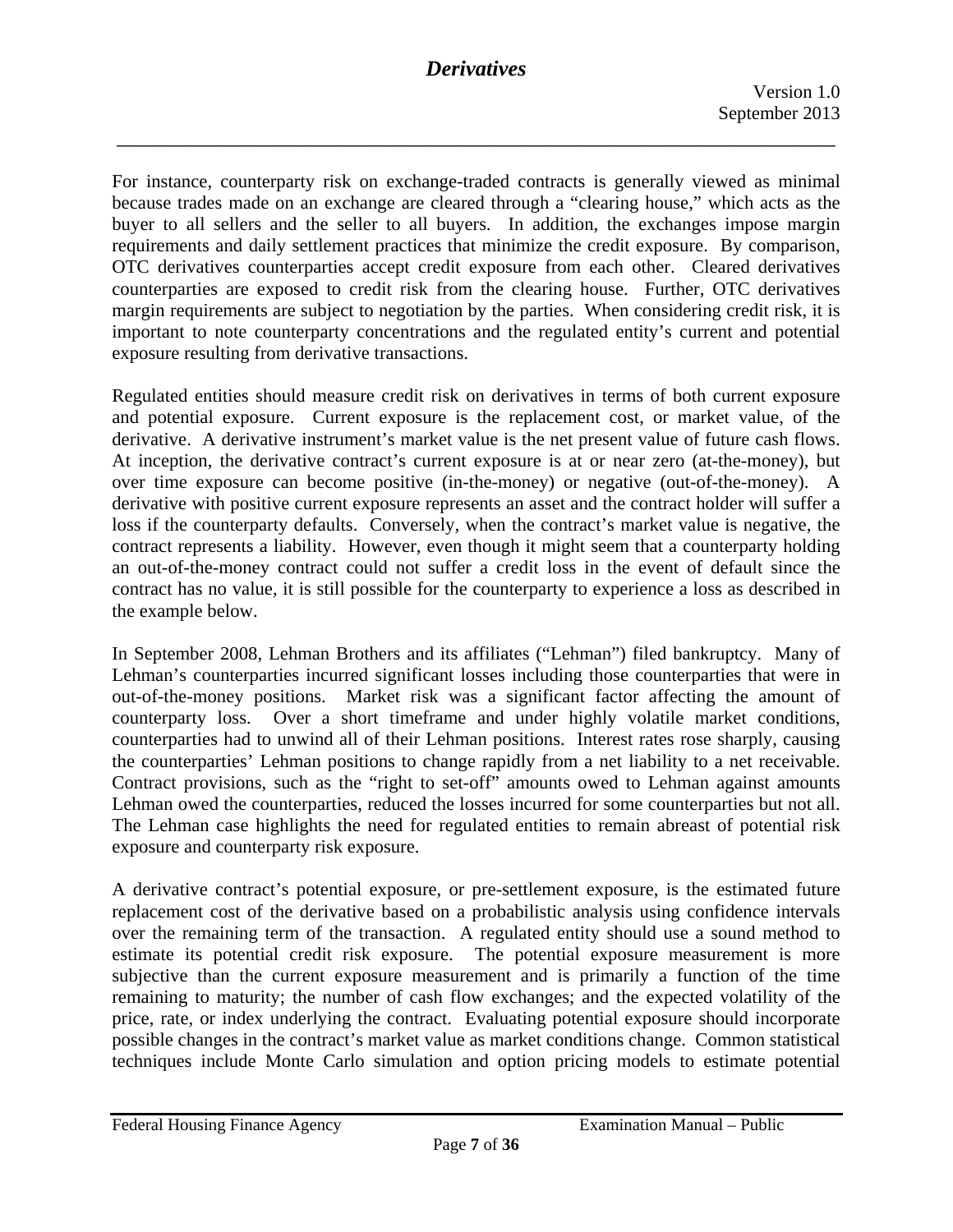For instance, counterparty risk on exchange-traded contracts is generally viewed as minimal because trades made on an exchange are cleared through a "clearing house," which acts as the buyer to all sellers and the seller to all buyers. In addition, the exchanges impose margin requirements and daily settlement practices that minimize the credit exposure. By comparison, OTC derivatives counterparties accept credit exposure from each other. Cleared derivatives counterparties are exposed to credit risk from the clearing house. Further, OTC derivatives margin requirements are subject to negotiation by the parties. When considering credit risk, it is important to note counterparty concentrations and the regulated entity's current and potential exposure resulting from derivative transactions.

Regulated entities should measure credit risk on derivatives in terms of both current exposure and potential exposure. Current exposure is the replacement cost, or market value, of the derivative. A derivative instrument's market value is the net present value of future cash flows. At inception, the derivative contract's current exposure is at or near zero (at-the-money), but over time exposure can become positive (in-the-money) or negative (out-of-the-money). A derivative with positive current exposure represents an asset and the contract holder will suffer a loss if the counterparty defaults. Conversely, when the contract's market value is negative, the contract represents a liability. However, even though it might seem that a counterparty holding an out-of-the-money contract could not suffer a credit loss in the event of default since the contract has no value, it is still possible for the counterparty to experience a loss as described in the example below.

In September 2008, Lehman Brothers and its affiliates ("Lehman") filed bankruptcy. Many of Lehman's counterparties incurred significant losses including those counterparties that were in out-of-the-money positions. Market risk was a significant factor affecting the amount of counterparty loss. Over a short timeframe and under highly volatile market conditions, counterparties had to unwind all of their Lehman positions. Interest rates rose sharply, causing the counterparties' Lehman positions to change rapidly from a net liability to a net receivable. Contract provisions, such as the "right to set-off" amounts owed to Lehman against amounts Lehman owed the counterparties, reduced the losses incurred for some counterparties but not all. The Lehman case highlights the need for regulated entities to remain abreast of potential risk exposure and counterparty risk exposure.

A derivative contract's potential exposure, or pre-settlement exposure, is the estimated future replacement cost of the derivative based on a probabilistic analysis using confidence intervals over the remaining term of the transaction. A regulated entity should use a sound method to estimate its potential credit risk exposure. The potential exposure measurement is more subjective than the current exposure measurement and is primarily a function of the time remaining to maturity; the number of cash flow exchanges; and the expected volatility of the price, rate, or index underlying the contract. Evaluating potential exposure should incorporate possible changes in the contract's market value as market conditions change. Common statistical techniques include Monte Carlo simulation and option pricing models to estimate potential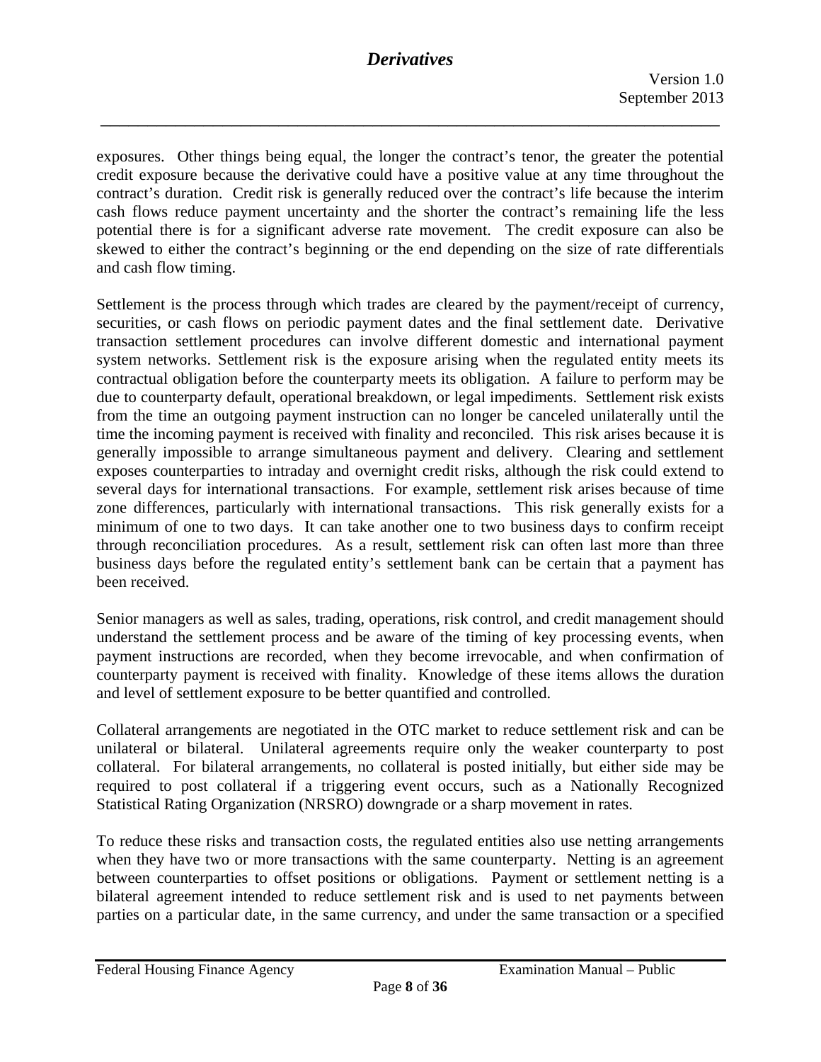exposures. Other things being equal, the longer the contract's tenor, the greater the potential credit exposure because the derivative could have a positive value at any time throughout the contract's duration. Credit risk is generally reduced over the contract's life because the interim cash flows reduce payment uncertainty and the shorter the contract's remaining life the less potential there is for a significant adverse rate movement. The credit exposure can also be skewed to either the contract's beginning or the end depending on the size of rate differentials and cash flow timing.

Settlement is the process through which trades are cleared by the payment/receipt of currency, securities, or cash flows on periodic payment dates and the final settlement date. Derivative transaction settlement procedures can involve different domestic and international payment system networks. Settlement risk is the exposure arising when the regulated entity meets its contractual obligation before the counterparty meets its obligation. A failure to perform may be due to counterparty default, operational breakdown, or legal impediments. Settlement risk exists from the time an outgoing payment instruction can no longer be canceled unilaterally until the time the incoming payment is received with finality and reconciled. This risk arises because it is generally impossible to arrange simultaneous payment and delivery. Clearing and settlement exposes counterparties to intraday and overnight credit risks, although the risk could extend to several days for international transactions. For example, *s*ettlement risk arises because of time zone differences, particularly with international transactions. This risk generally exists for a minimum of one to two days. It can take another one to two business days to confirm receipt through reconciliation procedures. As a result, settlement risk can often last more than three business days before the regulated entity's settlement bank can be certain that a payment has been received.

Senior managers as well as sales, trading, operations, risk control, and credit management should understand the settlement process and be aware of the timing of key processing events, when payment instructions are recorded, when they become irrevocable, and when confirmation of counterparty payment is received with finality. Knowledge of these items allows the duration and level of settlement exposure to be better quantified and controlled.

Collateral arrangements are negotiated in the OTC market to reduce settlement risk and can be unilateral or bilateral. Unilateral agreements require only the weaker counterparty to post collateral. For bilateral arrangements, no collateral is posted initially, but either side may be required to post collateral if a triggering event occurs, such as a Nationally Recognized Statistical Rating Organization (NRSRO) downgrade or a sharp movement in rates.

To reduce these risks and transaction costs, the regulated entities also use netting arrangements when they have two or more transactions with the same counterparty. Netting is an agreement between counterparties to offset positions or obligations. Payment or settlement netting is a bilateral agreement intended to reduce settlement risk and is used to net payments between parties on a particular date, in the same currency, and under the same transaction or a specified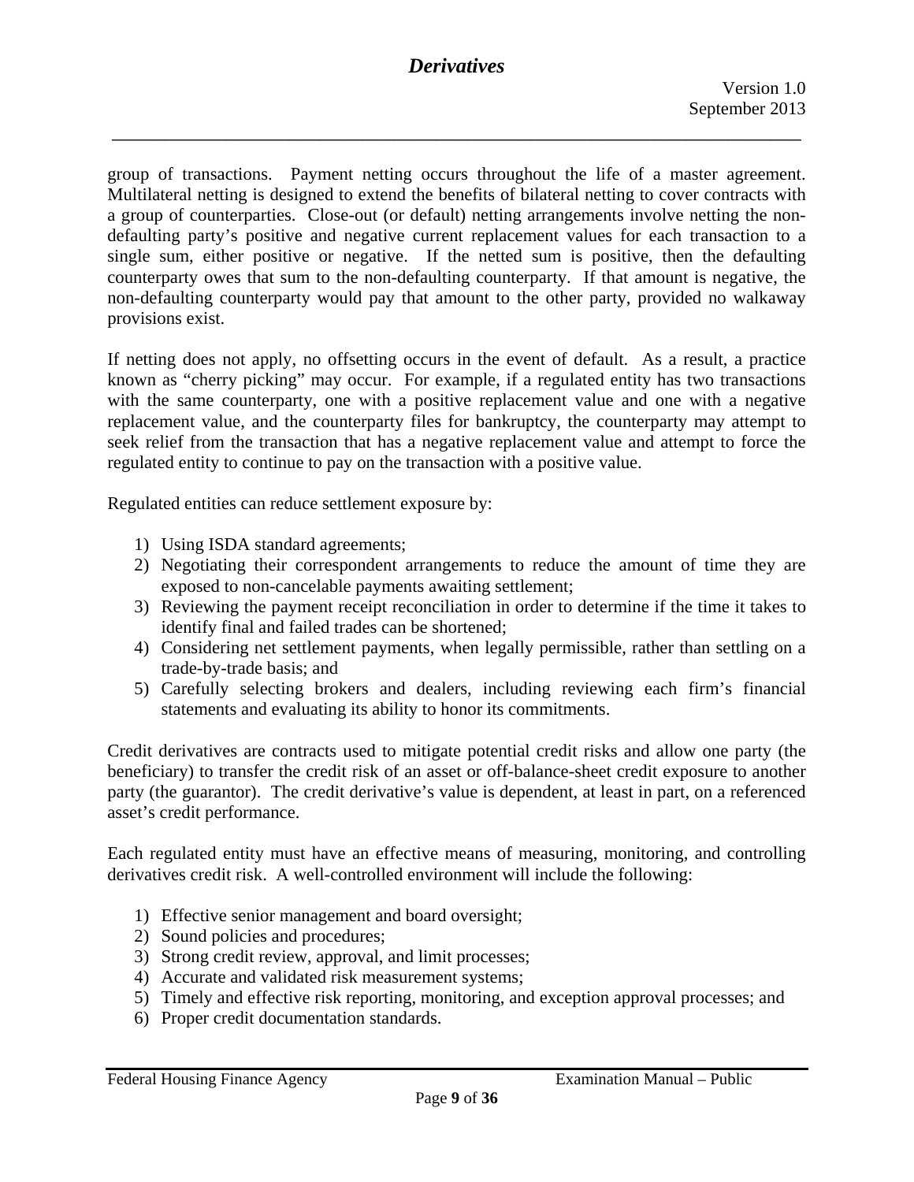group of transactions. Payment netting occurs throughout the life of a master agreement. Multilateral netting is designed to extend the benefits of bilateral netting to cover contracts with a group of counterparties. Close-out (or default) netting arrangements involve netting the non-defaulting party's positive and negative current replacement values for each transaction to a single sum, either positive or negative. If the netted sum is positive, then the defaulting counterparty owes that sum to the non-defaulting counterparty. If that amount is negative, the non-defaulting counterparty would pay that amount to the other party, provided no walkaway provisions exist.

If netting does not apply, no offsetting occurs in the event of default. As a result, a practice known as "cherry picking" may occur. For example, if a regulated entity has two transactions with the same counterparty, one with a positive replacement value and one with a negative replacement value, and the counterparty files for bankruptcy, the counterparty may attempt to seek relief from the transaction that has a negative replacement value and attempt to force the regulated entity to continue to pay on the transaction with a positive value.

Regulated entities can reduce settlement exposure by:

1) Using ISDA standard agreements;
2) Negotiating their correspondent arrangements to reduce the amount of time they are exposed to non-cancelable payments awaiting settlement;
3) Reviewing the payment receipt reconciliation in order to determine if the time it takes to identify final and failed trades can be shortened;
4) Considering net settlement payments, when legally permissible, rather than settling on a trade-by-trade basis; and
5) Carefully selecting brokers and dealers, including reviewing each firm's financial statements and evaluating its ability to honor its commitments.

Credit derivatives are contracts used to mitigate potential credit risks and allow one party (the beneficiary) to transfer the credit risk of an asset or off-balance-sheet credit exposure to another party (the guarantor). The credit derivative's value is dependent, at least in part, on a referenced asset's credit performance.

Each regulated entity must have an effective means of measuring, monitoring, and controlling derivatives credit risk. A well-controlled environment will include the following:

1) Effective senior management and board oversight;
2) Sound policies and procedures;
3) Strong credit review, approval, and limit processes;
4) Accurate and validated risk measurement systems;
5) Timely and effective risk reporting, monitoring, and exception approval processes; and
6) Proper credit documentation standards.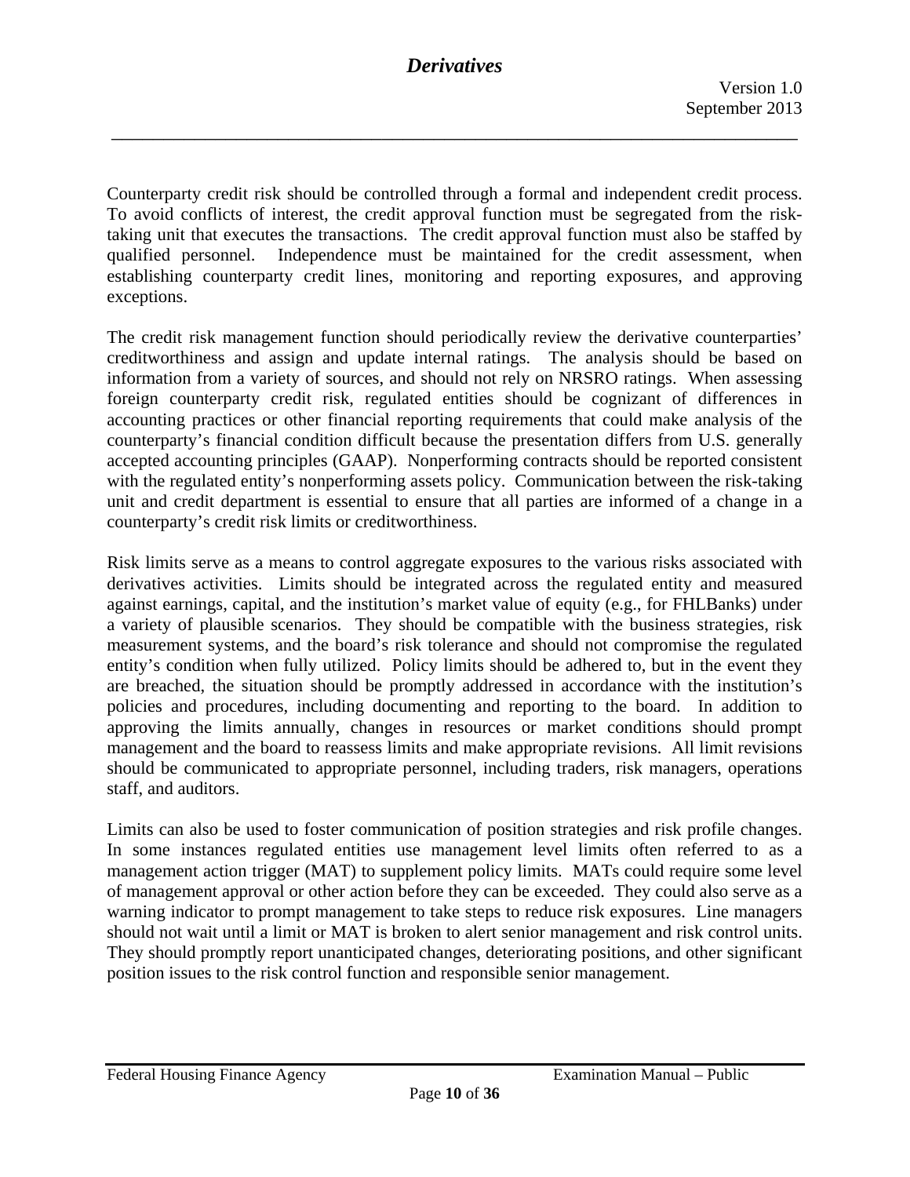Counterparty credit risk should be controlled through a formal and independent credit process. To avoid conflicts of interest, the credit approval function must be segregated from the risk-taking unit that executes the transactions. The credit approval function must also be staffed by qualified personnel. Independence must be maintained for the credit assessment, when establishing counterparty credit lines, monitoring and reporting exposures, and approving exceptions.

The credit risk management function should periodically review the derivative counterparties' creditworthiness and assign and update internal ratings. The analysis should be based on information from a variety of sources, and should not rely on NRSRO ratings. When assessing foreign counterparty credit risk, regulated entities should be cognizant of differences in accounting practices or other financial reporting requirements that could make analysis of the counterparty's financial condition difficult because the presentation differs from U.S. generally accepted accounting principles (GAAP). Nonperforming contracts should be reported consistent with the regulated entity's nonperforming assets policy. Communication between the risk-taking unit and credit department is essential to ensure that all parties are informed of a change in a counterparty's credit risk limits or creditworthiness.

Risk limits serve as a means to control aggregate exposures to the various risks associated with derivatives activities. Limits should be integrated across the regulated entity and measured against earnings, capital, and the institution's market value of equity (e.g., for FHLBanks) under a variety of plausible scenarios. They should be compatible with the business strategies, risk measurement systems, and the board's risk tolerance and should not compromise the regulated entity's condition when fully utilized. Policy limits should be adhered to, but in the event they are breached, the situation should be promptly addressed in accordance with the institution's policies and procedures, including documenting and reporting to the board. In addition to approving the limits annually, changes in resources or market conditions should prompt management and the board to reassess limits and make appropriate revisions. All limit revisions should be communicated to appropriate personnel, including traders, risk managers, operations staff, and auditors.

Limits can also be used to foster communication of position strategies and risk profile changes. In some instances regulated entities use management level limits often referred to as a management action trigger (MAT) to supplement policy limits. MATs could require some level of management approval or other action before they can be exceeded. They could also serve as a warning indicator to prompt management to take steps to reduce risk exposures. Line managers should not wait until a limit or MAT is broken to alert senior management and risk control units. They should promptly report unanticipated changes, deteriorating positions, and other significant position issues to the risk control function and responsible senior management.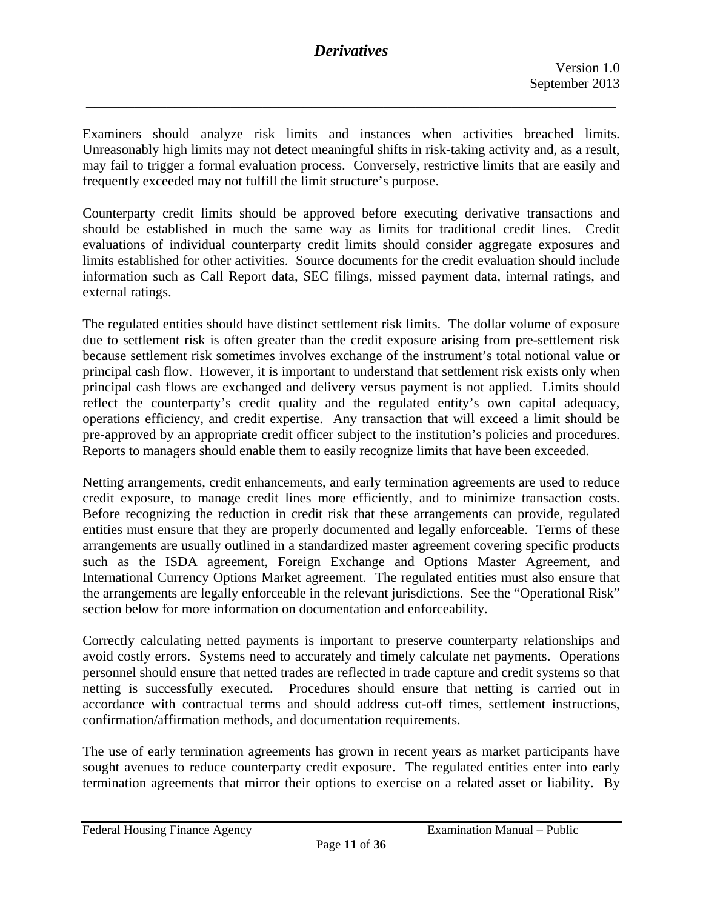Examiners should analyze risk limits and instances when activities breached limits. Unreasonably high limits may not detect meaningful shifts in risk-taking activity and, as a result, may fail to trigger a formal evaluation process. Conversely, restrictive limits that are easily and frequently exceeded may not fulfill the limit structure's purpose.

Counterparty credit limits should be approved before executing derivative transactions and should be established in much the same way as limits for traditional credit lines. Credit evaluations of individual counterparty credit limits should consider aggregate exposures and limits established for other activities. Source documents for the credit evaluation should include information such as Call Report data, SEC filings, missed payment data, internal ratings, and external ratings.

The regulated entities should have distinct settlement risk limits. The dollar volume of exposure due to settlement risk is often greater than the credit exposure arising from pre-settlement risk because settlement risk sometimes involves exchange of the instrument's total notional value or principal cash flow. However, it is important to understand that settlement risk exists only when principal cash flows are exchanged and delivery versus payment is not applied. Limits should reflect the counterparty's credit quality and the regulated entity's own capital adequacy, operations efficiency, and credit expertise. Any transaction that will exceed a limit should be pre-approved by an appropriate credit officer subject to the institution's policies and procedures. Reports to managers should enable them to easily recognize limits that have been exceeded.

Netting arrangements, credit enhancements, and early termination agreements are used to reduce credit exposure, to manage credit lines more efficiently, and to minimize transaction costs. Before recognizing the reduction in credit risk that these arrangements can provide, regulated entities must ensure that they are properly documented and legally enforceable. Terms of these arrangements are usually outlined in a standardized master agreement covering specific products such as the ISDA agreement, Foreign Exchange and Options Master Agreement, and International Currency Options Market agreement. The regulated entities must also ensure that the arrangements are legally enforceable in the relevant jurisdictions. See the "Operational Risk" section below for more information on documentation and enforceability.

Correctly calculating netted payments is important to preserve counterparty relationships and avoid costly errors. Systems need to accurately and timely calculate net payments. Operations personnel should ensure that netted trades are reflected in trade capture and credit systems so that netting is successfully executed. Procedures should ensure that netting is carried out in accordance with contractual terms and should address cut-off times, settlement instructions, confirmation/affirmation methods, and documentation requirements.

The use of early termination agreements has grown in recent years as market participants have sought avenues to reduce counterparty credit exposure. The regulated entities enter into early termination agreements that mirror their options to exercise on a related asset or liability. By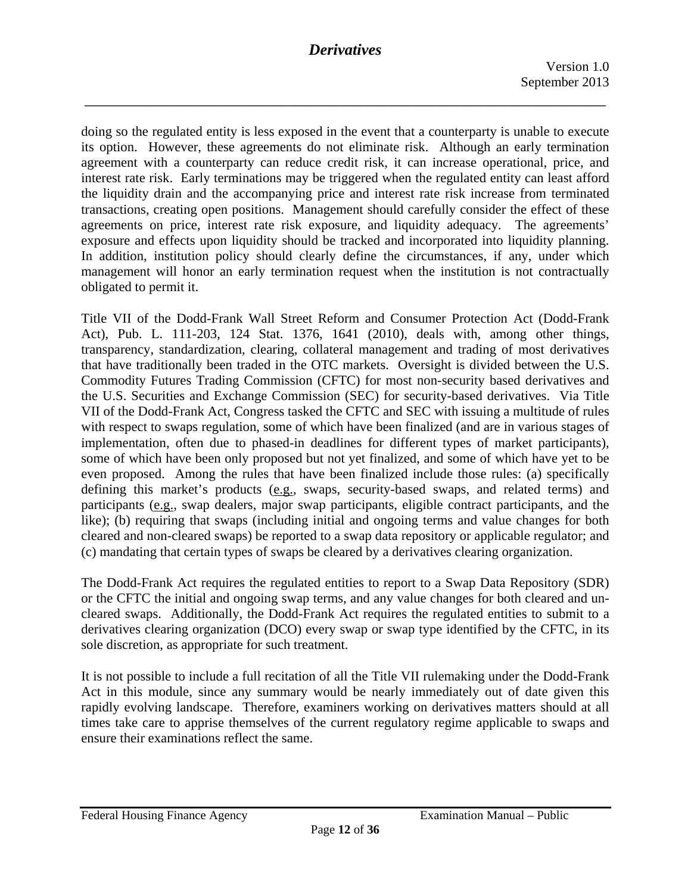doing so the regulated entity is less exposed in the event that a counterparty is unable to execute its option. However, these agreements do not eliminate risk. Although an early termination agreement with a counterparty can reduce credit risk, it can increase operational, price, and interest rate risk. Early terminations may be triggered when the regulated entity can least afford the liquidity drain and the accompanying price and interest rate risk increase from terminated transactions, creating open positions. Management should carefully consider the effect of these agreements on price, interest rate risk exposure, and liquidity adequacy. The agreements' exposure and effects upon liquidity should be tracked and incorporated into liquidity planning. In addition, institution policy should clearly define the circumstances, if any, under which management will honor an early termination request when the institution is not contractually obligated to permit it.

Title VII of the Dodd-Frank Wall Street Reform and Consumer Protection Act (Dodd-Frank Act), Pub. L. 111-203, 124 Stat. 1376, 1641 (2010), deals with, among other things, transparency, standardization, clearing, collateral management and trading of most derivatives that have traditionally been traded in the OTC markets. Oversight is divided between the U.S. Commodity Futures Trading Commission (CFTC) for most non-security based derivatives and the U.S. Securities and Exchange Commission (SEC) for security-based derivatives. Via Title VII of the Dodd-Frank Act, Congress tasked the CFTC and SEC with issuing a multitude of rules with respect to swaps regulation, some of which have been finalized (and are in various stages of implementation, often due to phased-in deadlines for different types of market participants), some of which have been only proposed but not yet finalized, and some of which have yet to be even proposed. Among the rules that have been finalized include those rules: (a) specifically defining this market's products (e.g., swaps, security-based swaps, and related terms) and participants (e.g., swap dealers, major swap participants, eligible contract participants, and the like); (b) requiring that swaps (including initial and ongoing terms and value changes for both cleared and non-cleared swaps) be reported to a swap data repository or applicable regulator; and (c) mandating that certain types of swaps be cleared by a derivatives clearing organization.

The Dodd-Frank Act requires the regulated entities to report to a Swap Data Repository (SDR) or the CFTC the initial and ongoing swap terms, and any value changes for both cleared and un-cleared swaps. Additionally, the Dodd-Frank Act requires the regulated entities to submit to a derivatives clearing organization (DCO) every swap or swap type identified by the CFTC, in its sole discretion, as appropriate for such treatment.

It is not possible to include a full recitation of all the Title VII rulemaking under the Dodd-Frank Act in this module, since any summary would be nearly immediately out of date given this rapidly evolving landscape. Therefore, examiners working on derivatives matters should at all times take care to apprise themselves of the current regulatory regime applicable to swaps and ensure their examinations reflect the same.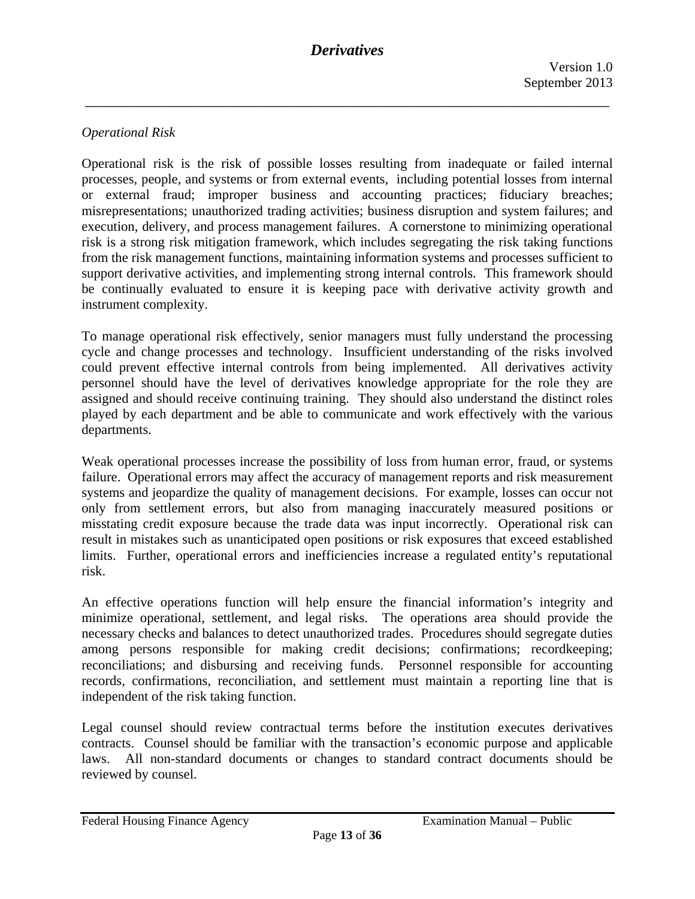*Operational Risk*

Operational risk is the risk of possible losses resulting from inadequate or failed internal processes, people, and systems or from external events, including potential losses from internal or external fraud; improper business and accounting practices; fiduciary breaches; misrepresentations; unauthorized trading activities; business disruption and system failures; and execution, delivery, and process management failures. A cornerstone to minimizing operational risk is a strong risk mitigation framework, which includes segregating the risk taking functions from the risk management functions, maintaining information systems and processes sufficient to support derivative activities, and implementing strong internal controls. This framework should be continually evaluated to ensure it is keeping pace with derivative activity growth and instrument complexity.

To manage operational risk effectively, senior managers must fully understand the processing cycle and change processes and technology. Insufficient understanding of the risks involved could prevent effective internal controls from being implemented. All derivatives activity personnel should have the level of derivatives knowledge appropriate for the role they are assigned and should receive continuing training. They should also understand the distinct roles played by each department and be able to communicate and work effectively with the various departments.

Weak operational processes increase the possibility of loss from human error, fraud, or systems failure. Operational errors may affect the accuracy of management reports and risk measurement systems and jeopardize the quality of management decisions. For example, losses can occur not only from settlement errors, but also from managing inaccurately measured positions or misstating credit exposure because the trade data was input incorrectly. Operational risk can result in mistakes such as unanticipated open positions or risk exposures that exceed established limits. Further, operational errors and inefficiencies increase a regulated entity's reputational risk.

An effective operations function will help ensure the financial information's integrity and minimize operational, settlement, and legal risks. The operations area should provide the necessary checks and balances to detect unauthorized trades. Procedures should segregate duties among persons responsible for making credit decisions; confirmations; recordkeeping; reconciliations; and disbursing and receiving funds. Personnel responsible for accounting records, confirmations, reconciliation, and settlement must maintain a reporting line that is independent of the risk taking function.

Legal counsel should review contractual terms before the institution executes derivatives contracts. Counsel should be familiar with the transaction's economic purpose and applicable laws. All non-standard documents or changes to standard contract documents should be reviewed by counsel.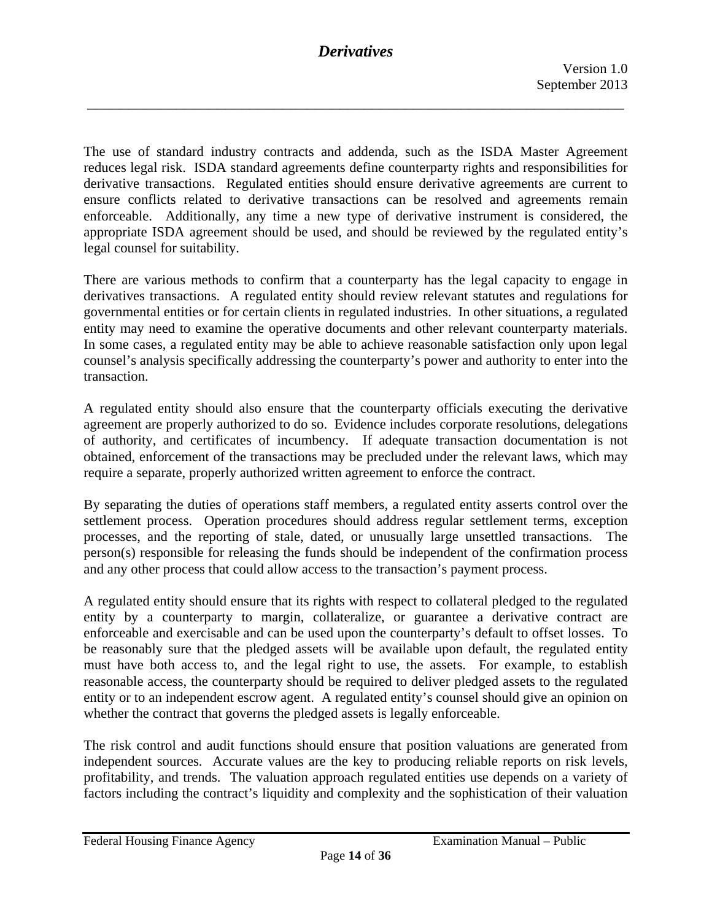The use of standard industry contracts and addenda, such as the ISDA Master Agreement reduces legal risk. ISDA standard agreements define counterparty rights and responsibilities for derivative transactions. Regulated entities should ensure derivative agreements are current to ensure conflicts related to derivative transactions can be resolved and agreements remain enforceable. Additionally, any time a new type of derivative instrument is considered, the appropriate ISDA agreement should be used, and should be reviewed by the regulated entity's legal counsel for suitability.

There are various methods to confirm that a counterparty has the legal capacity to engage in derivatives transactions. A regulated entity should review relevant statutes and regulations for governmental entities or for certain clients in regulated industries. In other situations, a regulated entity may need to examine the operative documents and other relevant counterparty materials. In some cases, a regulated entity may be able to achieve reasonable satisfaction only upon legal counsel's analysis specifically addressing the counterparty's power and authority to enter into the transaction.

A regulated entity should also ensure that the counterparty officials executing the derivative agreement are properly authorized to do so. Evidence includes corporate resolutions, delegations of authority, and certificates of incumbency. If adequate transaction documentation is not obtained, enforcement of the transactions may be precluded under the relevant laws, which may require a separate, properly authorized written agreement to enforce the contract.

By separating the duties of operations staff members, a regulated entity asserts control over the settlement process. Operation procedures should address regular settlement terms, exception processes, and the reporting of stale, dated, or unusually large unsettled transactions. The person(s) responsible for releasing the funds should be independent of the confirmation process and any other process that could allow access to the transaction's payment process.

A regulated entity should ensure that its rights with respect to collateral pledged to the regulated entity by a counterparty to margin, collateralize, or guarantee a derivative contract are enforceable and exercisable and can be used upon the counterparty's default to offset losses. To be reasonably sure that the pledged assets will be available upon default, the regulated entity must have both access to, and the legal right to use, the assets. For example, to establish reasonable access, the counterparty should be required to deliver pledged assets to the regulated entity or to an independent escrow agent. A regulated entity's counsel should give an opinion on whether the contract that governs the pledged assets is legally enforceable.

The risk control and audit functions should ensure that position valuations are generated from independent sources. Accurate values are the key to producing reliable reports on risk levels, profitability, and trends. The valuation approach regulated entities use depends on a variety of factors including the contract's liquidity and complexity and the sophistication of their valuation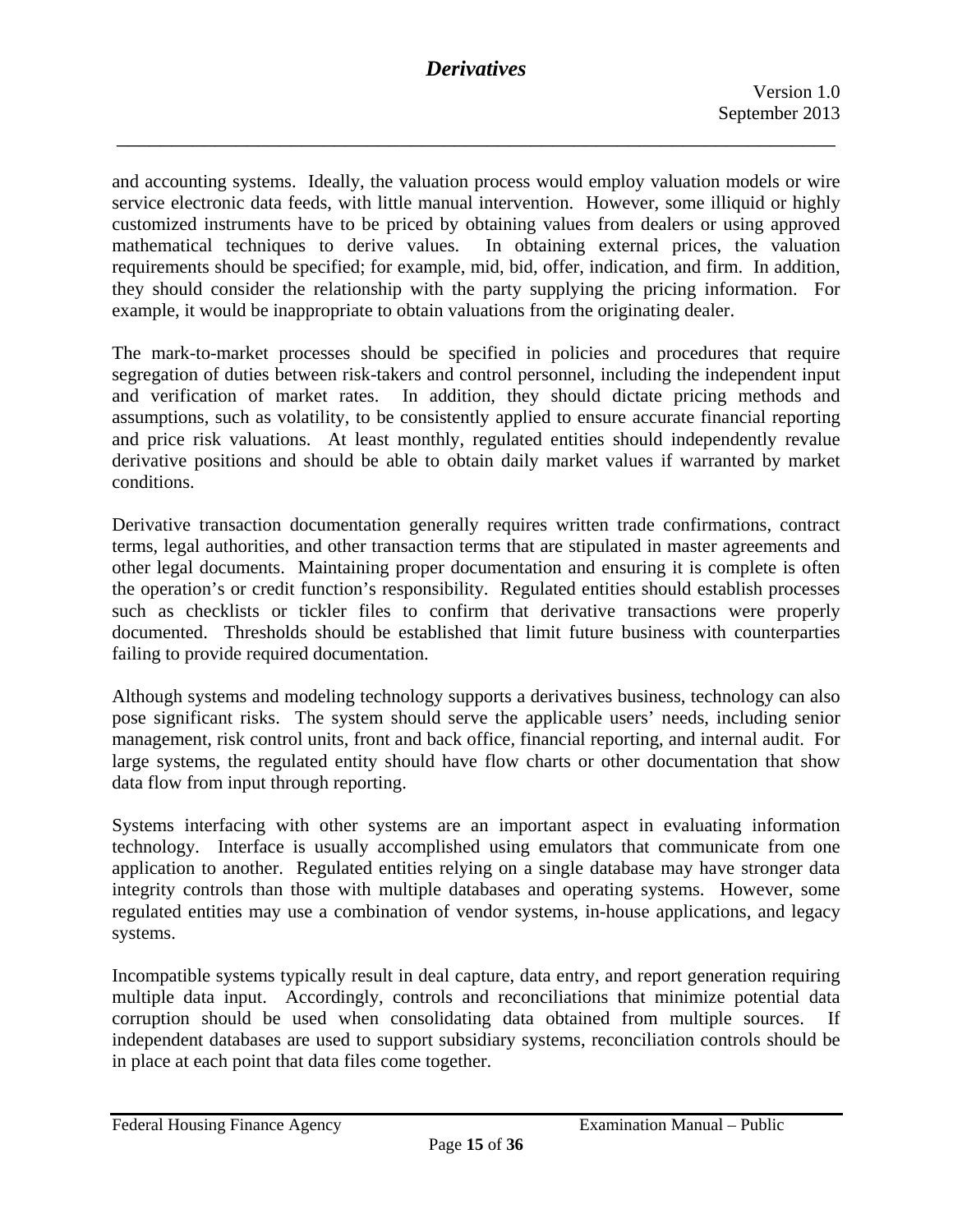and accounting systems. Ideally, the valuation process would employ valuation models or wire service electronic data feeds, with little manual intervention. However, some illiquid or highly customized instruments have to be priced by obtaining values from dealers or using approved mathematical techniques to derive values. In obtaining external prices, the valuation requirements should be specified; for example, mid, bid, offer, indication, and firm. In addition, they should consider the relationship with the party supplying the pricing information. For example, it would be inappropriate to obtain valuations from the originating dealer.

The mark-to-market processes should be specified in policies and procedures that require segregation of duties between risk-takers and control personnel, including the independent input and verification of market rates. In addition, they should dictate pricing methods and assumptions, such as volatility, to be consistently applied to ensure accurate financial reporting and price risk valuations. At least monthly, regulated entities should independently revalue derivative positions and should be able to obtain daily market values if warranted by market conditions.

Derivative transaction documentation generally requires written trade confirmations, contract terms, legal authorities, and other transaction terms that are stipulated in master agreements and other legal documents. Maintaining proper documentation and ensuring it is complete is often the operation's or credit function's responsibility. Regulated entities should establish processes such as checklists or tickler files to confirm that derivative transactions were properly documented. Thresholds should be established that limit future business with counterparties failing to provide required documentation.

Although systems and modeling technology supports a derivatives business, technology can also pose significant risks. The system should serve the applicable users' needs, including senior management, risk control units, front and back office, financial reporting, and internal audit. For large systems, the regulated entity should have flow charts or other documentation that show data flow from input through reporting.

Systems interfacing with other systems are an important aspect in evaluating information technology. Interface is usually accomplished using emulators that communicate from one application to another. Regulated entities relying on a single database may have stronger data integrity controls than those with multiple databases and operating systems. However, some regulated entities may use a combination of vendor systems, in-house applications, and legacy systems.

Incompatible systems typically result in deal capture, data entry, and report generation requiring multiple data input. Accordingly, controls and reconciliations that minimize potential data corruption should be used when consolidating data obtained from multiple sources. If independent databases are used to support subsidiary systems, reconciliation controls should be in place at each point that data files come together.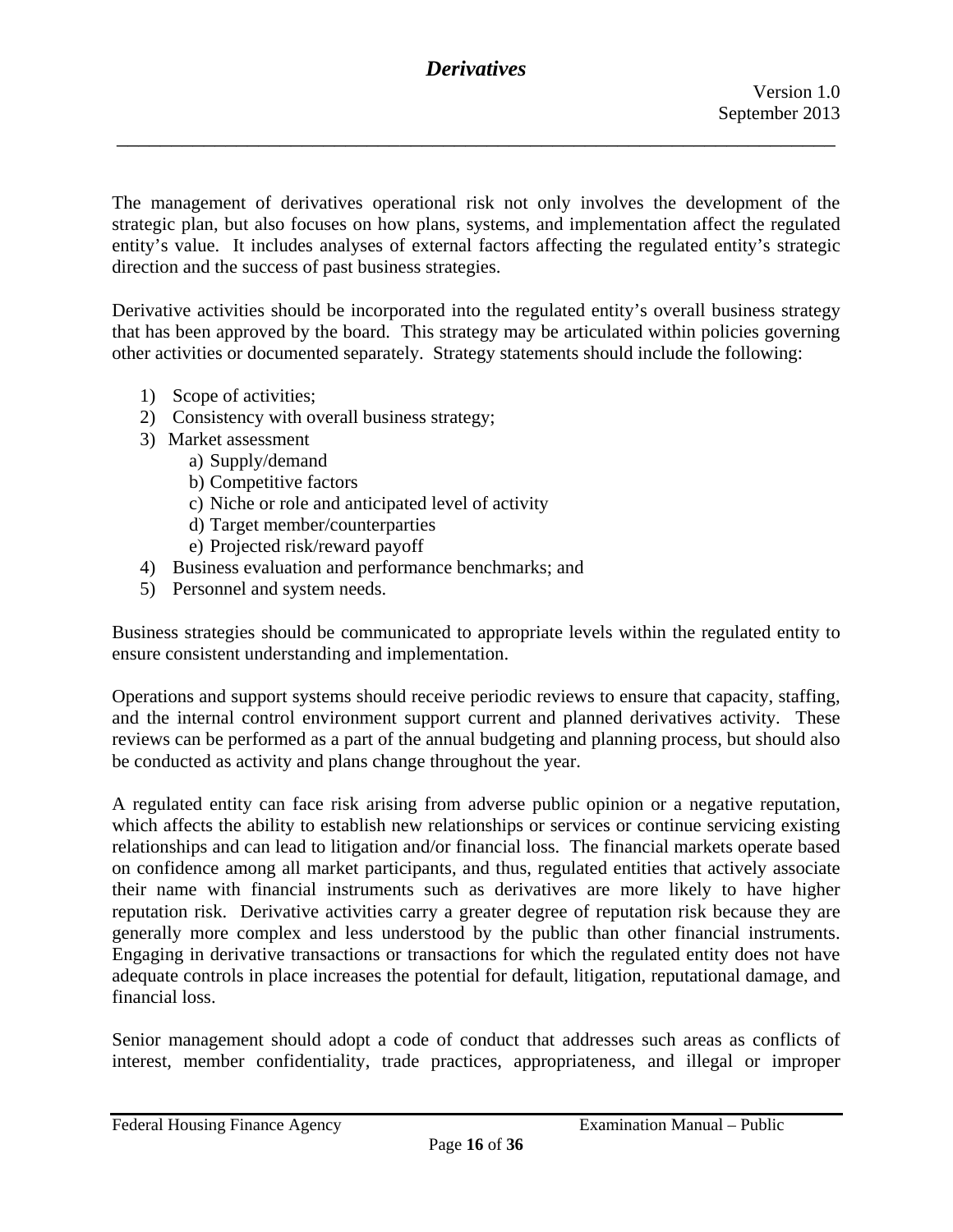The management of derivatives operational risk not only involves the development of the strategic plan, but also focuses on how plans, systems, and implementation affect the regulated entity's value. It includes analyses of external factors affecting the regulated entity's strategic direction and the success of past business strategies.

Derivative activities should be incorporated into the regulated entity's overall business strategy that has been approved by the board. This strategy may be articulated within policies governing other activities or documented separately. Strategy statements should include the following:

1) Scope of activities;
2) Consistency with overall business strategy;
3) Market assessment
    a) Supply/demand
    b) Competitive factors
    c) Niche or role and anticipated level of activity
    d) Target member/counterparties
    e) Projected risk/reward payoff
4) Business evaluation and performance benchmarks; and
5) Personnel and system needs.

Business strategies should be communicated to appropriate levels within the regulated entity to ensure consistent understanding and implementation.

Operations and support systems should receive periodic reviews to ensure that capacity, staffing, and the internal control environment support current and planned derivatives activity. These reviews can be performed as a part of the annual budgeting and planning process, but should also be conducted as activity and plans change throughout the year.

A regulated entity can face risk arising from adverse public opinion or a negative reputation, which affects the ability to establish new relationships or services or continue servicing existing relationships and can lead to litigation and/or financial loss. The financial markets operate based on confidence among all market participants, and thus, regulated entities that actively associate their name with financial instruments such as derivatives are more likely to have higher reputation risk. Derivative activities carry a greater degree of reputation risk because they are generally more complex and less understood by the public than other financial instruments. Engaging in derivative transactions or transactions for which the regulated entity does not have adequate controls in place increases the potential for default, litigation, reputational damage, and financial loss.

Senior management should adopt a code of conduct that addresses such areas as conflicts of interest, member confidentiality, trade practices, appropriateness, and illegal or improper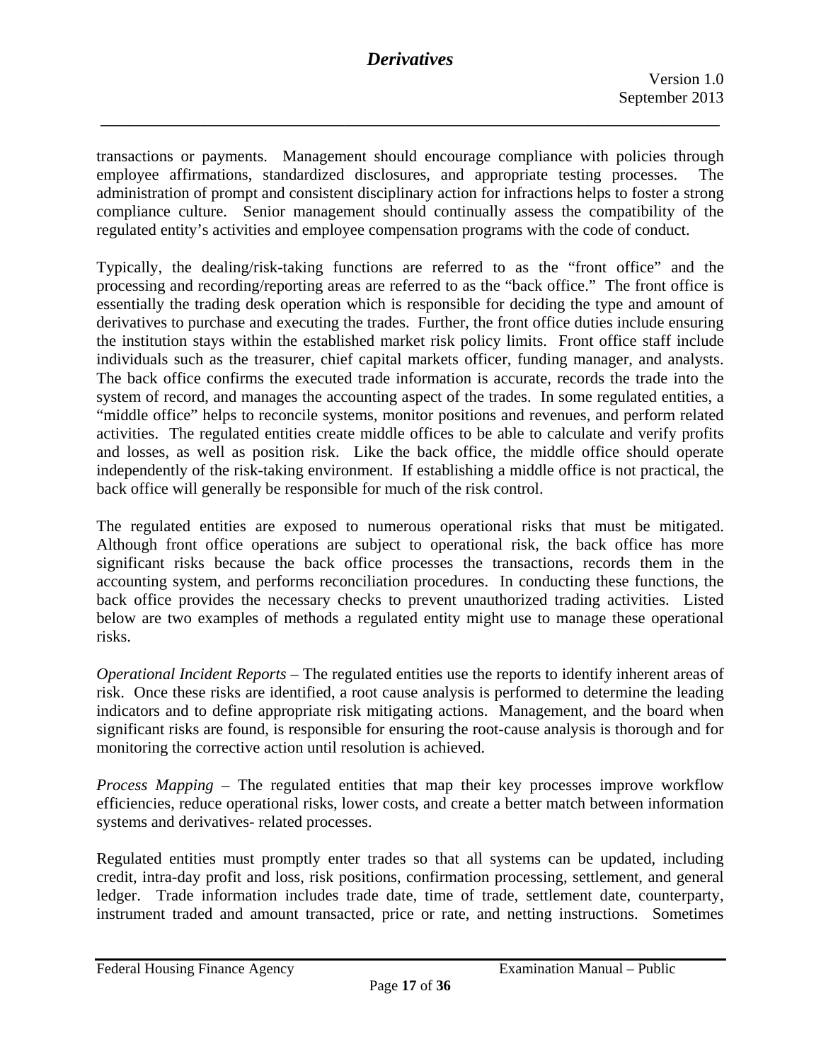transactions or payments. Management should encourage compliance with policies through employee affirmations, standardized disclosures, and appropriate testing processes. The administration of prompt and consistent disciplinary action for infractions helps to foster a strong compliance culture. Senior management should continually assess the compatibility of the regulated entity's activities and employee compensation programs with the code of conduct.

Typically, the dealing/risk-taking functions are referred to as the "front office" and the processing and recording/reporting areas are referred to as the "back office." The front office is essentially the trading desk operation which is responsible for deciding the type and amount of derivatives to purchase and executing the trades. Further, the front office duties include ensuring the institution stays within the established market risk policy limits. Front office staff include individuals such as the treasurer, chief capital markets officer, funding manager, and analysts. The back office confirms the executed trade information is accurate, records the trade into the system of record, and manages the accounting aspect of the trades. In some regulated entities, a "middle office" helps to reconcile systems, monitor positions and revenues, and perform related activities. The regulated entities create middle offices to be able to calculate and verify profits and losses, as well as position risk. Like the back office, the middle office should operate independently of the risk-taking environment. If establishing a middle office is not practical, the back office will generally be responsible for much of the risk control.

The regulated entities are exposed to numerous operational risks that must be mitigated. Although front office operations are subject to operational risk, the back office has more significant risks because the back office processes the transactions, records them in the accounting system, and performs reconciliation procedures. In conducting these functions, the back office provides the necessary checks to prevent unauthorized trading activities. Listed below are two examples of methods a regulated entity might use to manage these operational risks.

*Operational Incident Reports* – The regulated entities use the reports to identify inherent areas of risk. Once these risks are identified, a root cause analysis is performed to determine the leading indicators and to define appropriate risk mitigating actions. Management, and the board when significant risks are found, is responsible for ensuring the root-cause analysis is thorough and for monitoring the corrective action until resolution is achieved.

*Process Mapping* – The regulated entities that map their key processes improve workflow efficiencies, reduce operational risks, lower costs, and create a better match between information systems and derivatives- related processes.

Regulated entities must promptly enter trades so that all systems can be updated, including credit, intra-day profit and loss, risk positions, confirmation processing, settlement, and general ledger. Trade information includes trade date, time of trade, settlement date, counterparty, instrument traded and amount transacted, price or rate, and netting instructions. Sometimes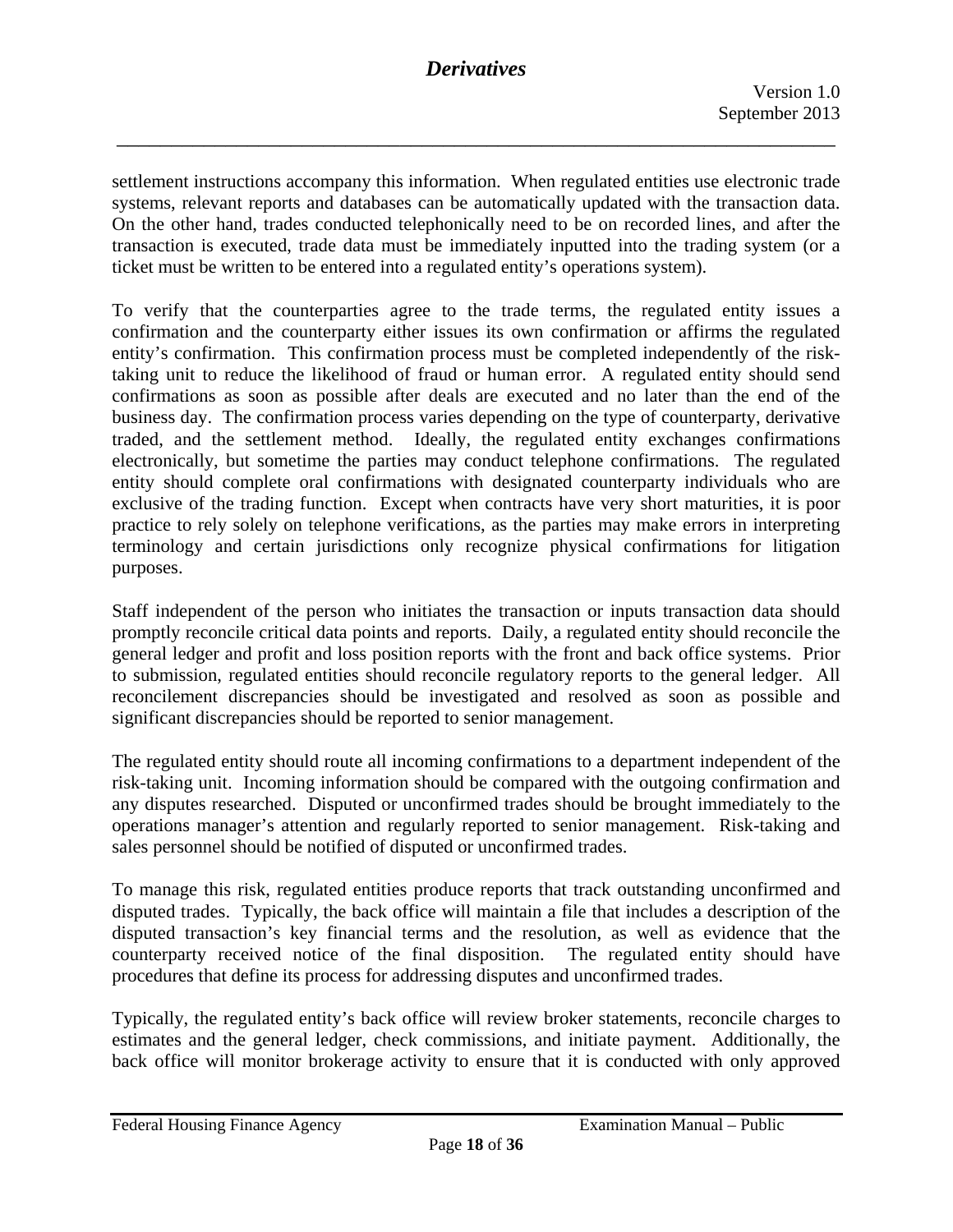settlement instructions accompany this information. When regulated entities use electronic trade systems, relevant reports and databases can be automatically updated with the transaction data. On the other hand, trades conducted telephonically need to be on recorded lines, and after the transaction is executed, trade data must be immediately inputted into the trading system (or a ticket must be written to be entered into a regulated entity's operations system).

To verify that the counterparties agree to the trade terms, the regulated entity issues a confirmation and the counterparty either issues its own confirmation or affirms the regulated entity's confirmation. This confirmation process must be completed independently of the risk-taking unit to reduce the likelihood of fraud or human error. A regulated entity should send confirmations as soon as possible after deals are executed and no later than the end of the business day. The confirmation process varies depending on the type of counterparty, derivative traded, and the settlement method. Ideally, the regulated entity exchanges confirmations electronically, but sometime the parties may conduct telephone confirmations. The regulated entity should complete oral confirmations with designated counterparty individuals who are exclusive of the trading function. Except when contracts have very short maturities, it is poor practice to rely solely on telephone verifications, as the parties may make errors in interpreting terminology and certain jurisdictions only recognize physical confirmations for litigation purposes.

Staff independent of the person who initiates the transaction or inputs transaction data should promptly reconcile critical data points and reports. Daily, a regulated entity should reconcile the general ledger and profit and loss position reports with the front and back office systems. Prior to submission, regulated entities should reconcile regulatory reports to the general ledger. All reconcilement discrepancies should be investigated and resolved as soon as possible and significant discrepancies should be reported to senior management.

The regulated entity should route all incoming confirmations to a department independent of the risk-taking unit. Incoming information should be compared with the outgoing confirmation and any disputes researched. Disputed or unconfirmed trades should be brought immediately to the operations manager's attention and regularly reported to senior management. Risk-taking and sales personnel should be notified of disputed or unconfirmed trades.

To manage this risk, regulated entities produce reports that track outstanding unconfirmed and disputed trades. Typically, the back office will maintain a file that includes a description of the disputed transaction's key financial terms and the resolution, as well as evidence that the counterparty received notice of the final disposition. The regulated entity should have procedures that define its process for addressing disputes and unconfirmed trades.

Typically, the regulated entity's back office will review broker statements, reconcile charges to estimates and the general ledger, check commissions, and initiate payment. Additionally, the back office will monitor brokerage activity to ensure that it is conducted with only approved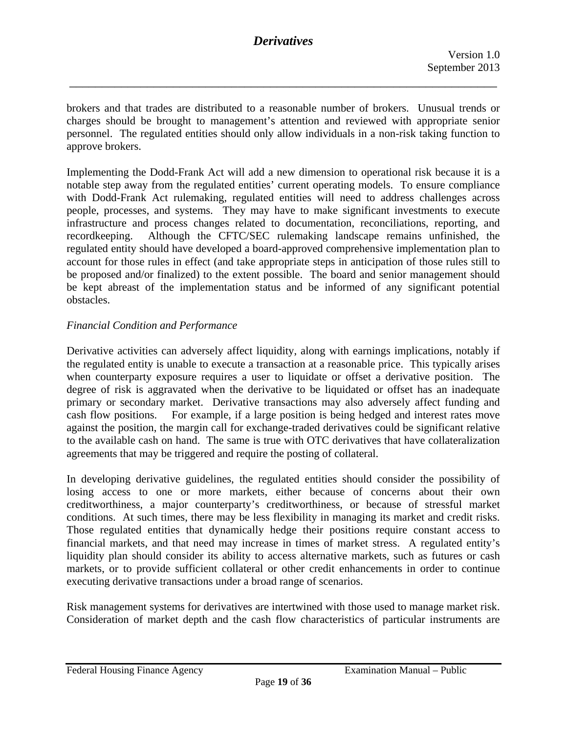brokers and that trades are distributed to a reasonable number of brokers. Unusual trends or charges should be brought to management's attention and reviewed with appropriate senior personnel. The regulated entities should only allow individuals in a non-risk taking function to approve brokers.

Implementing the Dodd-Frank Act will add a new dimension to operational risk because it is a notable step away from the regulated entities' current operating models. To ensure compliance with Dodd-Frank Act rulemaking, regulated entities will need to address challenges across people, processes, and systems. They may have to make significant investments to execute infrastructure and process changes related to documentation, reconciliations, reporting, and recordkeeping. Although the CFTC/SEC rulemaking landscape remains unfinished, the regulated entity should have developed a board-approved comprehensive implementation plan to account for those rules in effect (and take appropriate steps in anticipation of those rules still to be proposed and/or finalized) to the extent possible. The board and senior management should be kept abreast of the implementation status and be informed of any significant potential obstacles.

*Financial Condition and Performance*

Derivative activities can adversely affect liquidity, along with earnings implications, notably if the regulated entity is unable to execute a transaction at a reasonable price. This typically arises when counterparty exposure requires a user to liquidate or offset a derivative position. The degree of risk is aggravated when the derivative to be liquidated or offset has an inadequate primary or secondary market. Derivative transactions may also adversely affect funding and cash flow positions. For example, if a large position is being hedged and interest rates move against the position, the margin call for exchange-traded derivatives could be significant relative to the available cash on hand. The same is true with OTC derivatives that have collateralization agreements that may be triggered and require the posting of collateral.

In developing derivative guidelines, the regulated entities should consider the possibility of losing access to one or more markets, either because of concerns about their own creditworthiness, a major counterparty's creditworthiness, or because of stressful market conditions. At such times, there may be less flexibility in managing its market and credit risks. Those regulated entities that dynamically hedge their positions require constant access to financial markets, and that need may increase in times of market stress. A regulated entity's liquidity plan should consider its ability to access alternative markets, such as futures or cash markets, or to provide sufficient collateral or other credit enhancements in order to continue executing derivative transactions under a broad range of scenarios.

Risk management systems for derivatives are intertwined with those used to manage market risk. Consideration of market depth and the cash flow characteristics of particular instruments are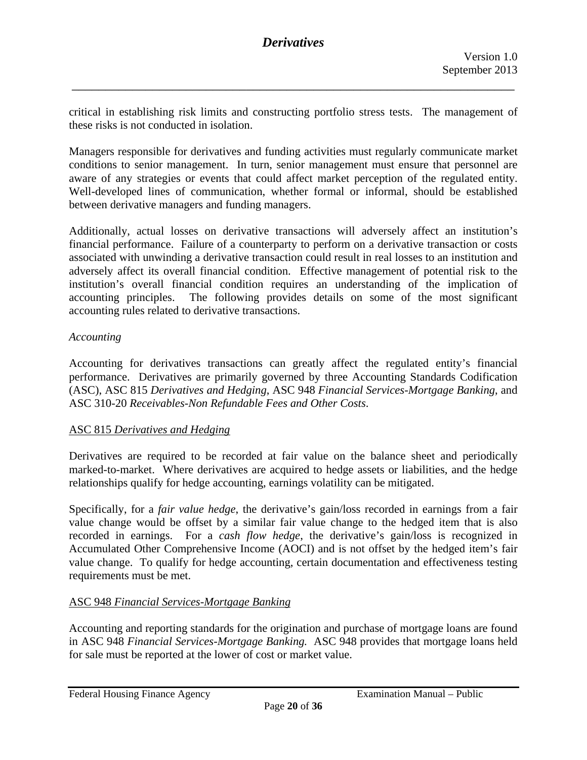critical in establishing risk limits and constructing portfolio stress tests. The management of these risks is not conducted in isolation.

Managers responsible for derivatives and funding activities must regularly communicate market conditions to senior management. In turn, senior management must ensure that personnel are aware of any strategies or events that could affect market perception of the regulated entity. Well-developed lines of communication, whether formal or informal, should be established between derivative managers and funding managers.

Additionally, actual losses on derivative transactions will adversely affect an institution's financial performance. Failure of a counterparty to perform on a derivative transaction or costs associated with unwinding a derivative transaction could result in real losses to an institution and adversely affect its overall financial condition. Effective management of potential risk to the institution's overall financial condition requires an understanding of the implication of accounting principles. The following provides details on some of the most significant accounting rules related to derivative transactions.

*Accounting*

Accounting for derivatives transactions can greatly affect the regulated entity's financial performance. Derivatives are primarily governed by three Accounting Standards Codification (ASC), ASC 815 *Derivatives and Hedging*, ASC 948 *Financial Services-Mortgage Banking*, and ASC 310-20 *Receivables-Non Refundable Fees and Other Costs*.

<u>ASC 815 *Derivatives and Hedging*</u>

Derivatives are required to be recorded at fair value on the balance sheet and periodically marked-to-market. Where derivatives are acquired to hedge assets or liabilities, and the hedge relationships qualify for hedge accounting, earnings volatility can be mitigated.

Specifically, for a *fair value hedge*, the derivative's gain/loss recorded in earnings from a fair value change would be offset by a similar fair value change to the hedged item that is also recorded in earnings. For a *cash flow hedge*, the derivative's gain/loss is recognized in Accumulated Other Comprehensive Income (AOCI) and is not offset by the hedged item's fair value change. To qualify for hedge accounting, certain documentation and effectiveness testing requirements must be met.

<u>ASC 948 *Financial Services-Mortgage Banking*</u>

Accounting and reporting standards for the origination and purchase of mortgage loans are found in ASC 948 *Financial Services-Mortgage Banking.* ASC 948 provides that mortgage loans held for sale must be reported at the lower of cost or market value.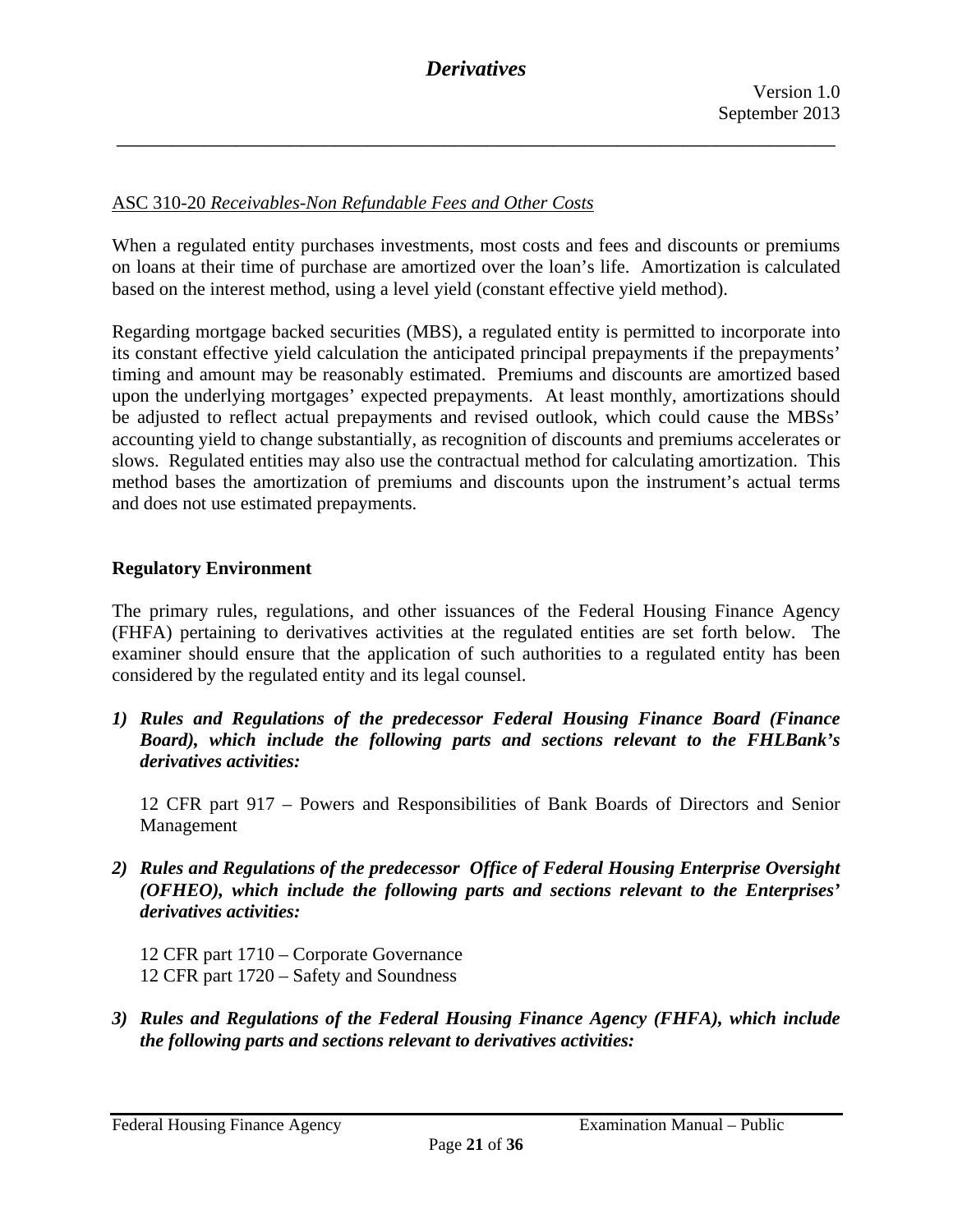ASC 310-20 *Receivables-Non Refundable Fees and Other Costs*

When a regulated entity purchases investments, most costs and fees and discounts or premiums on loans at their time of purchase are amortized over the loan's life. Amortization is calculated based on the interest method, using a level yield (constant effective yield method).

Regarding mortgage backed securities (MBS), a regulated entity is permitted to incorporate into its constant effective yield calculation the anticipated principal prepayments if the prepayments' timing and amount may be reasonably estimated. Premiums and discounts are amortized based upon the underlying mortgages' expected prepayments. At least monthly, amortizations should be adjusted to reflect actual prepayments and revised outlook, which could cause the MBSs' accounting yield to change substantially, as recognition of discounts and premiums accelerates or slows. Regulated entities may also use the contractual method for calculating amortization. This method bases the amortization of premiums and discounts upon the instrument's actual terms and does not use estimated prepayments.

**Regulatory Environment**

The primary rules, regulations, and other issuances of the Federal Housing Finance Agency (FHFA) pertaining to derivatives activities at the regulated entities are set forth below. The examiner should ensure that the application of such authorities to a regulated entity has been considered by the regulated entity and its legal counsel.

1) ***Rules and Regulations of the predecessor Federal Housing Finance Board (Finance Board), which include the following parts and sections relevant to the FHLBank's derivatives activities:***

   12 CFR part 917 – Powers and Responsibilities of Bank Boards of Directors and Senior Management

2) ***Rules and Regulations of the predecessor Office of Federal Housing Enterprise Oversight (OFHEO), which include the following parts and sections relevant to the Enterprises' derivatives activities:***

   12 CFR part 1710 – Corporate Governance
   12 CFR part 1720 – Safety and Soundness

3) ***Rules and Regulations of the Federal Housing Finance Agency (FHFA), which include the following parts and sections relevant to derivatives activities:***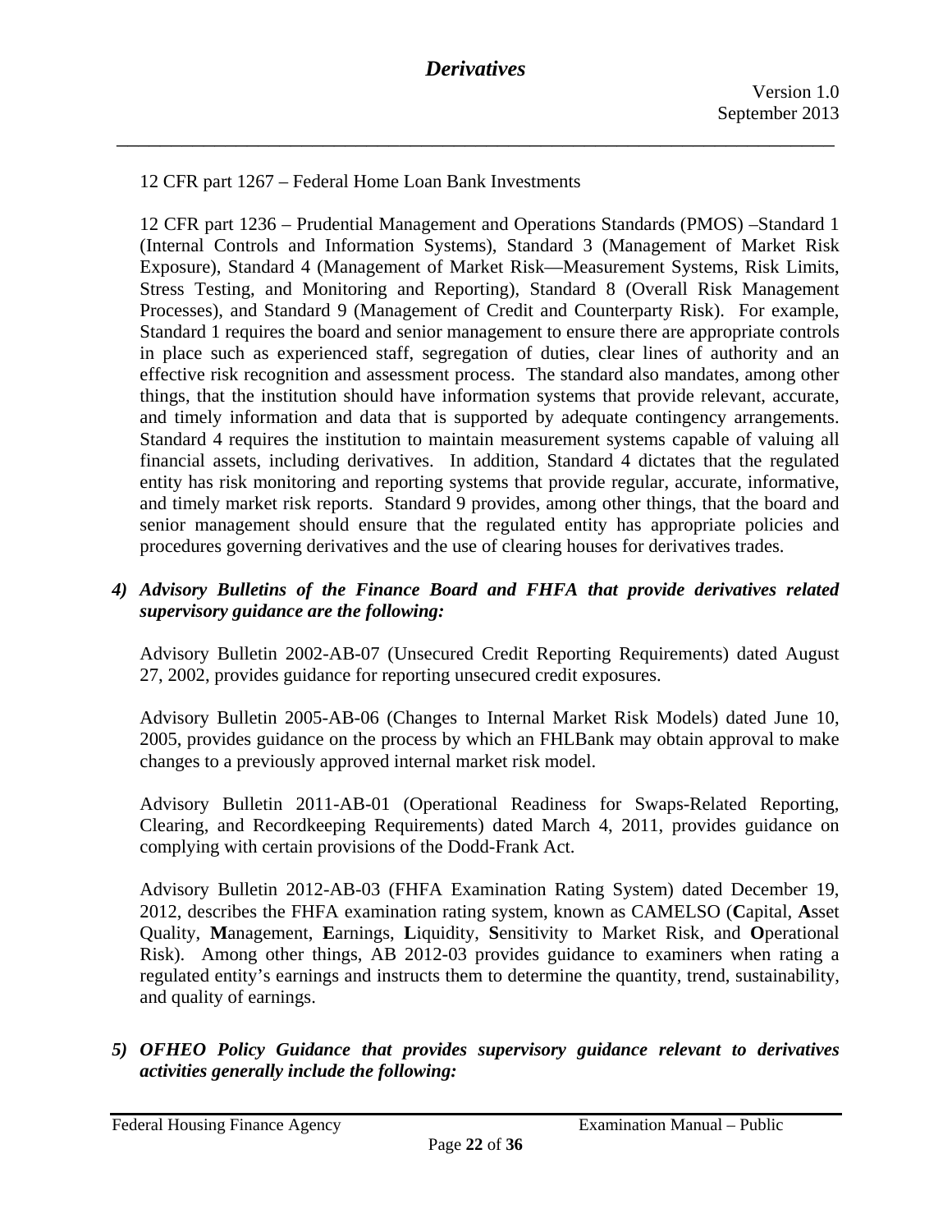12 CFR part 1267 – Federal Home Loan Bank Investments

12 CFR part 1236 – Prudential Management and Operations Standards (PMOS) –Standard 1 (Internal Controls and Information Systems), Standard 3 (Management of Market Risk Exposure), Standard 4 (Management of Market Risk—Measurement Systems, Risk Limits, Stress Testing, and Monitoring and Reporting), Standard 8 (Overall Risk Management Processes), and Standard 9 (Management of Credit and Counterparty Risk). For example, Standard 1 requires the board and senior management to ensure there are appropriate controls in place such as experienced staff, segregation of duties, clear lines of authority and an effective risk recognition and assessment process. The standard also mandates, among other things, that the institution should have information systems that provide relevant, accurate, and timely information and data that is supported by adequate contingency arrangements. Standard 4 requires the institution to maintain measurement systems capable of valuing all financial assets, including derivatives. In addition, Standard 4 dictates that the regulated entity has risk monitoring and reporting systems that provide regular, accurate, informative, and timely market risk reports. Standard 9 provides, among other things, that the board and senior management should ensure that the regulated entity has appropriate policies and procedures governing derivatives and the use of clearing houses for derivatives trades.

4) ***Advisory Bulletins of the Finance Board and FHFA that provide derivatives related supervisory guidance are the following:***

Advisory Bulletin 2002-AB-07 (Unsecured Credit Reporting Requirements) dated August 27, 2002, provides guidance for reporting unsecured credit exposures.

Advisory Bulletin 2005-AB-06 (Changes to Internal Market Risk Models) dated June 10, 2005, provides guidance on the process by which an FHLBank may obtain approval to make changes to a previously approved internal market risk model.

Advisory Bulletin 2011-AB-01 (Operational Readiness for Swaps-Related Reporting, Clearing, and Recordkeeping Requirements) dated March 4, 2011, provides guidance on complying with certain provisions of the Dodd-Frank Act.

Advisory Bulletin 2012-AB-03 (FHFA Examination Rating System) dated December 19, 2012, describes the FHFA examination rating system, known as CAMELSO (**C**apital, **A**sset Quality, **M**anagement, **E**arnings, **L**iquidity, **S**ensitivity to Market Risk, and **O**perational Risk). Among other things, AB 2012-03 provides guidance to examiners when rating a regulated entity's earnings and instructs them to determine the quantity, trend, sustainability, and quality of earnings.

5) ***OFHEO Policy Guidance that provides supervisory guidance relevant to derivatives activities generally include the following:***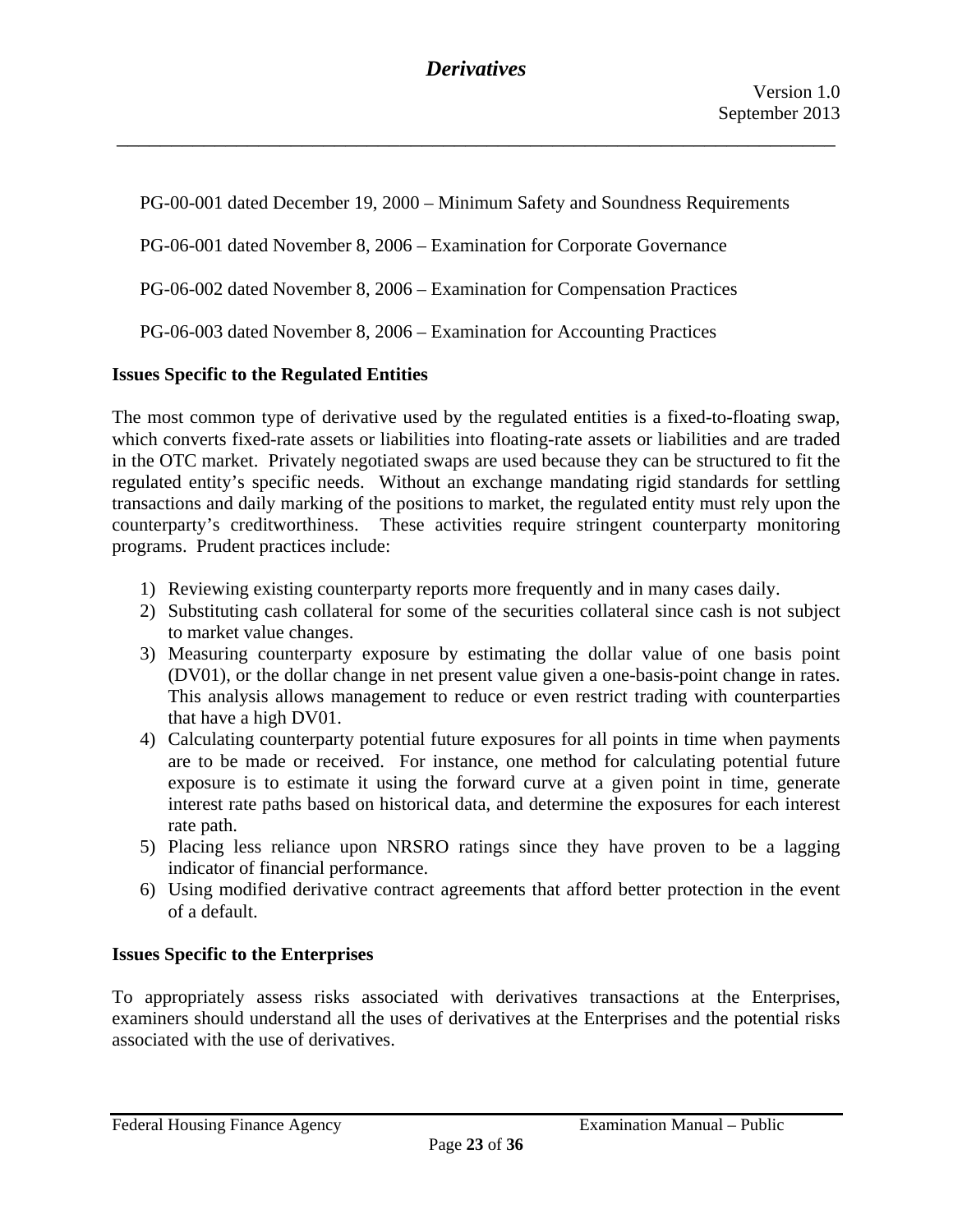PG-00-001 dated December 19, 2000 – Minimum Safety and Soundness Requirements

PG-06-001 dated November 8, 2006 – Examination for Corporate Governance

PG-06-002 dated November 8, 2006 – Examination for Compensation Practices

PG-06-003 dated November 8, 2006 – Examination for Accounting Practices

**Issues Specific to the Regulated Entities**

The most common type of derivative used by the regulated entities is a fixed-to-floating swap, which converts fixed-rate assets or liabilities into floating-rate assets or liabilities and are traded in the OTC market. Privately negotiated swaps are used because they can be structured to fit the regulated entity's specific needs. Without an exchange mandating rigid standards for settling transactions and daily marking of the positions to market, the regulated entity must rely upon the counterparty's creditworthiness. These activities require stringent counterparty monitoring programs. Prudent practices include:

1) Reviewing existing counterparty reports more frequently and in many cases daily.
2) Substituting cash collateral for some of the securities collateral since cash is not subject to market value changes.
3) Measuring counterparty exposure by estimating the dollar value of one basis point (DV01), or the dollar change in net present value given a one-basis-point change in rates. This analysis allows management to reduce or even restrict trading with counterparties that have a high DV01.
4) Calculating counterparty potential future exposures for all points in time when payments are to be made or received. For instance, one method for calculating potential future exposure is to estimate it using the forward curve at a given point in time, generate interest rate paths based on historical data, and determine the exposures for each interest rate path.
5) Placing less reliance upon NRSRO ratings since they have proven to be a lagging indicator of financial performance.
6) Using modified derivative contract agreements that afford better protection in the event of a default.

**Issues Specific to the Enterprises**

To appropriately assess risks associated with derivatives transactions at the Enterprises, examiners should understand all the uses of derivatives at the Enterprises and the potential risks associated with the use of derivatives.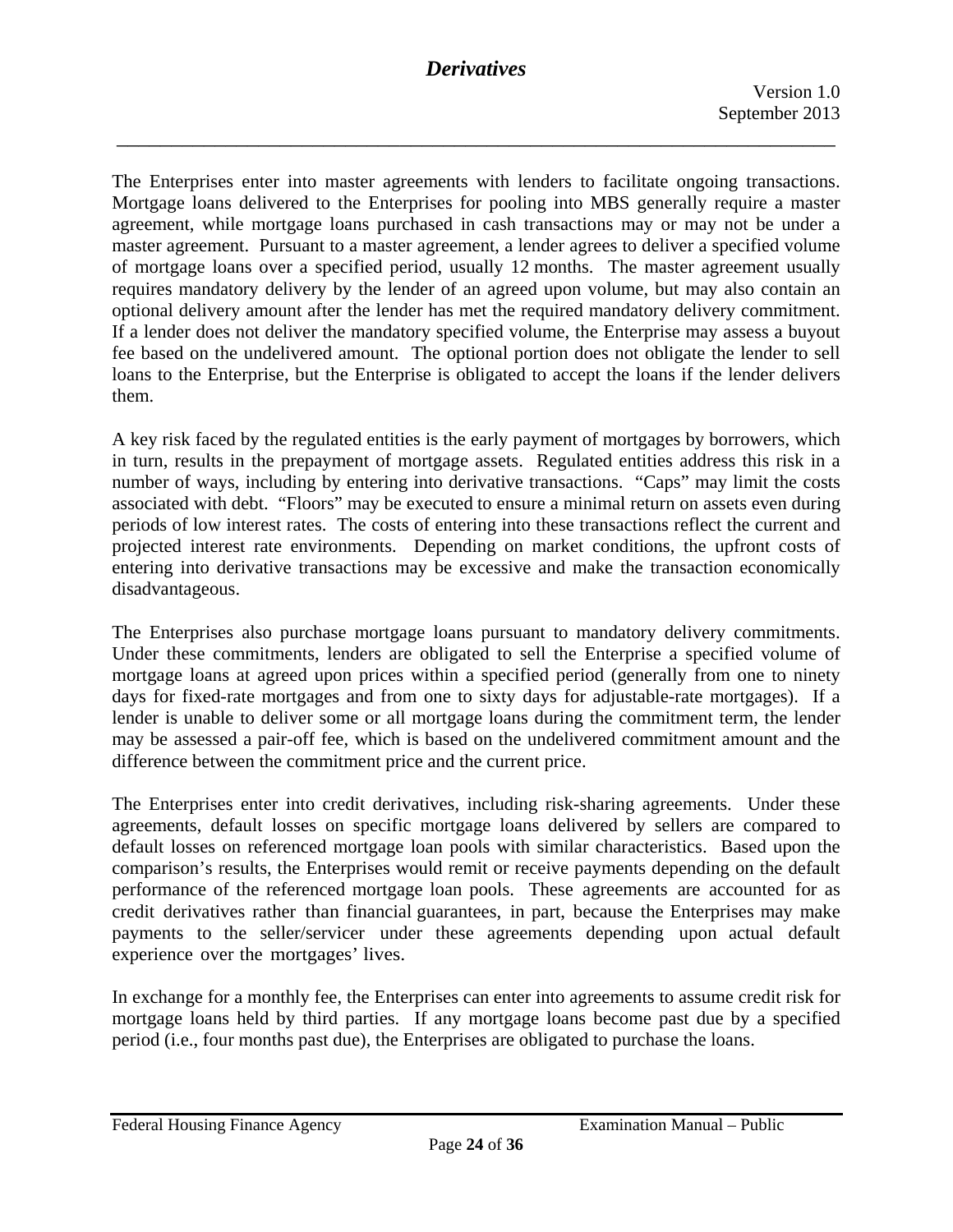The Enterprises enter into master agreements with lenders to facilitate ongoing transactions. Mortgage loans delivered to the Enterprises for pooling into MBS generally require a master agreement, while mortgage loans purchased in cash transactions may or may not be under a master agreement. Pursuant to a master agreement, a lender agrees to deliver a specified volume of mortgage loans over a specified period, usually 12 months. The master agreement usually requires mandatory delivery by the lender of an agreed upon volume, but may also contain an optional delivery amount after the lender has met the required mandatory delivery commitment. If a lender does not deliver the mandatory specified volume, the Enterprise may assess a buyout fee based on the undelivered amount. The optional portion does not obligate the lender to sell loans to the Enterprise, but the Enterprise is obligated to accept the loans if the lender delivers them.

A key risk faced by the regulated entities is the early payment of mortgages by borrowers, which in turn, results in the prepayment of mortgage assets. Regulated entities address this risk in a number of ways, including by entering into derivative transactions. "Caps" may limit the costs associated with debt. "Floors" may be executed to ensure a minimal return on assets even during periods of low interest rates. The costs of entering into these transactions reflect the current and projected interest rate environments. Depending on market conditions, the upfront costs of entering into derivative transactions may be excessive and make the transaction economically disadvantageous.

The Enterprises also purchase mortgage loans pursuant to mandatory delivery commitments. Under these commitments, lenders are obligated to sell the Enterprise a specified volume of mortgage loans at agreed upon prices within a specified period (generally from one to ninety days for fixed-rate mortgages and from one to sixty days for adjustable-rate mortgages). If a lender is unable to deliver some or all mortgage loans during the commitment term, the lender may be assessed a pair-off fee, which is based on the undelivered commitment amount and the difference between the commitment price and the current price.

The Enterprises enter into credit derivatives, including risk-sharing agreements. Under these agreements, default losses on specific mortgage loans delivered by sellers are compared to default losses on referenced mortgage loan pools with similar characteristics. Based upon the comparison's results, the Enterprises would remit or receive payments depending on the default performance of the referenced mortgage loan pools. These agreements are accounted for as credit derivatives rather than financial guarantees, in part, because the Enterprises may make payments to the seller/servicer under these agreements depending upon actual default experience over the mortgages' lives.

In exchange for a monthly fee, the Enterprises can enter into agreements to assume credit risk for mortgage loans held by third parties. If any mortgage loans become past due by a specified period (i.e., four months past due), the Enterprises are obligated to purchase the loans.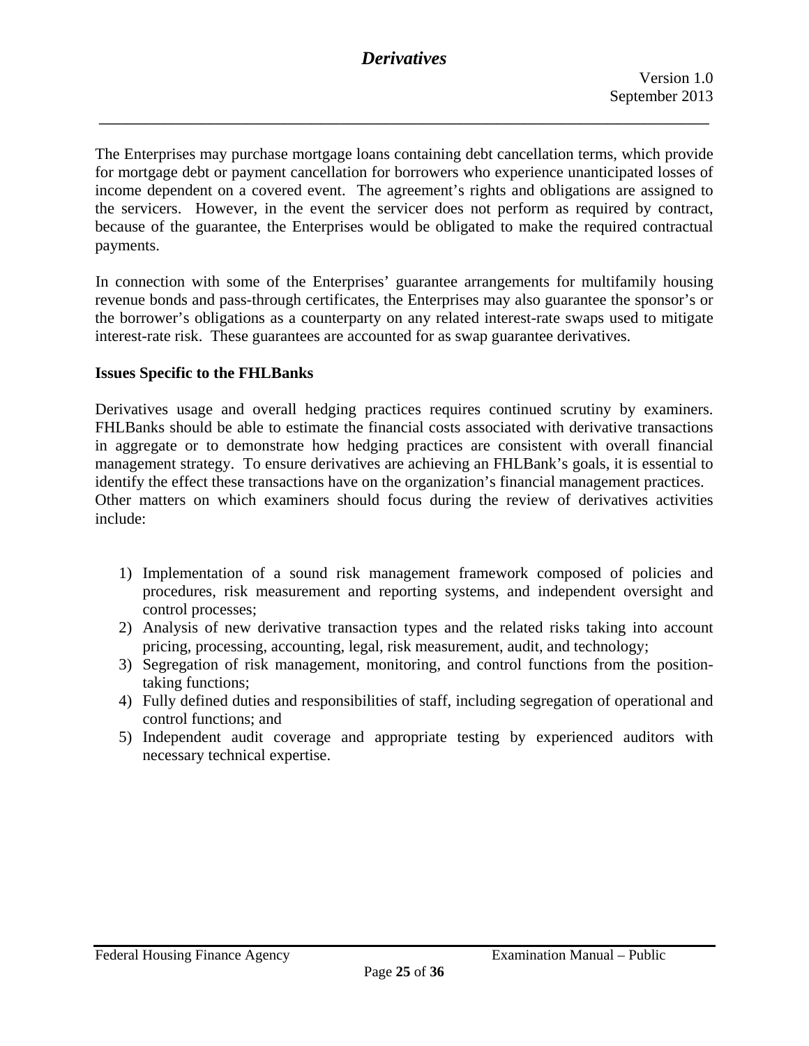The Enterprises may purchase mortgage loans containing debt cancellation terms, which provide for mortgage debt or payment cancellation for borrowers who experience unanticipated losses of income dependent on a covered event. The agreement's rights and obligations are assigned to the servicers. However, in the event the servicer does not perform as required by contract, because of the guarantee, the Enterprises would be obligated to make the required contractual payments.

In connection with some of the Enterprises' guarantee arrangements for multifamily housing revenue bonds and pass-through certificates, the Enterprises may also guarantee the sponsor's or the borrower's obligations as a counterparty on any related interest-rate swaps used to mitigate interest-rate risk. These guarantees are accounted for as swap guarantee derivatives.

**Issues Specific to the FHLBanks**

Derivatives usage and overall hedging practices requires continued scrutiny by examiners. FHLBanks should be able to estimate the financial costs associated with derivative transactions in aggregate or to demonstrate how hedging practices are consistent with overall financial management strategy. To ensure derivatives are achieving an FHLBank's goals, it is essential to identify the effect these transactions have on the organization's financial management practices. Other matters on which examiners should focus during the review of derivatives activities include:

1) Implementation of a sound risk management framework composed of policies and procedures, risk measurement and reporting systems, and independent oversight and control processes;
2) Analysis of new derivative transaction types and the related risks taking into account pricing, processing, accounting, legal, risk measurement, audit, and technology;
3) Segregation of risk management, monitoring, and control functions from the position-taking functions;
4) Fully defined duties and responsibilities of staff, including segregation of operational and control functions; and
5) Independent audit coverage and appropriate testing by experienced auditors with necessary technical expertise.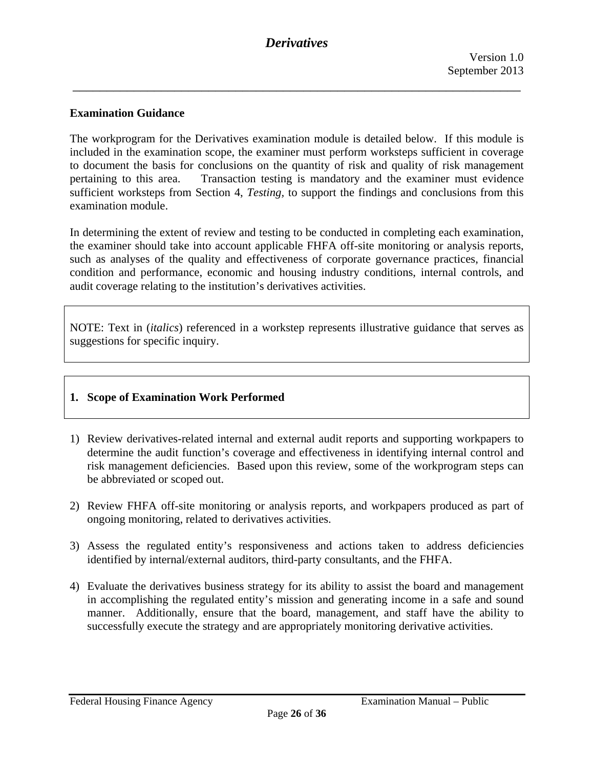## Examination Guidance

The workprogram for the Derivatives examination module is detailed below. If this module is included in the examination scope, the examiner must perform worksteps sufficient in coverage to document the basis for conclusions on the quantity of risk and quality of risk management pertaining to this area. Transaction testing is mandatory and the examiner must evidence sufficient worksteps from Section 4, *Testing,* to support the findings and conclusions from this examination module.

In determining the extent of review and testing to be conducted in completing each examination, the examiner should take into account applicable FHFA off-site monitoring or analysis reports, such as analyses of the quality and effectiveness of corporate governance practices, financial condition and performance, economic and housing industry conditions, internal controls, and audit coverage relating to the institution's derivatives activities.

NOTE: Text in (*italics*) referenced in a workstep represents illustrative guidance that serves as suggestions for specific inquiry.

### 1. Scope of Examination Work Performed

1) Review derivatives-related internal and external audit reports and supporting workpapers to determine the audit function's coverage and effectiveness in identifying internal control and risk management deficiencies. Based upon this review, some of the workprogram steps can be abbreviated or scoped out.

2) Review FHFA off-site monitoring or analysis reports, and workpapers produced as part of ongoing monitoring, related to derivatives activities.

3) Assess the regulated entity's responsiveness and actions taken to address deficiencies identified by internal/external auditors, third-party consultants, and the FHFA.

4) Evaluate the derivatives business strategy for its ability to assist the board and management in accomplishing the regulated entity's mission and generating income in a safe and sound manner. Additionally, ensure that the board, management, and staff have the ability to successfully execute the strategy and are appropriately monitoring derivative activities.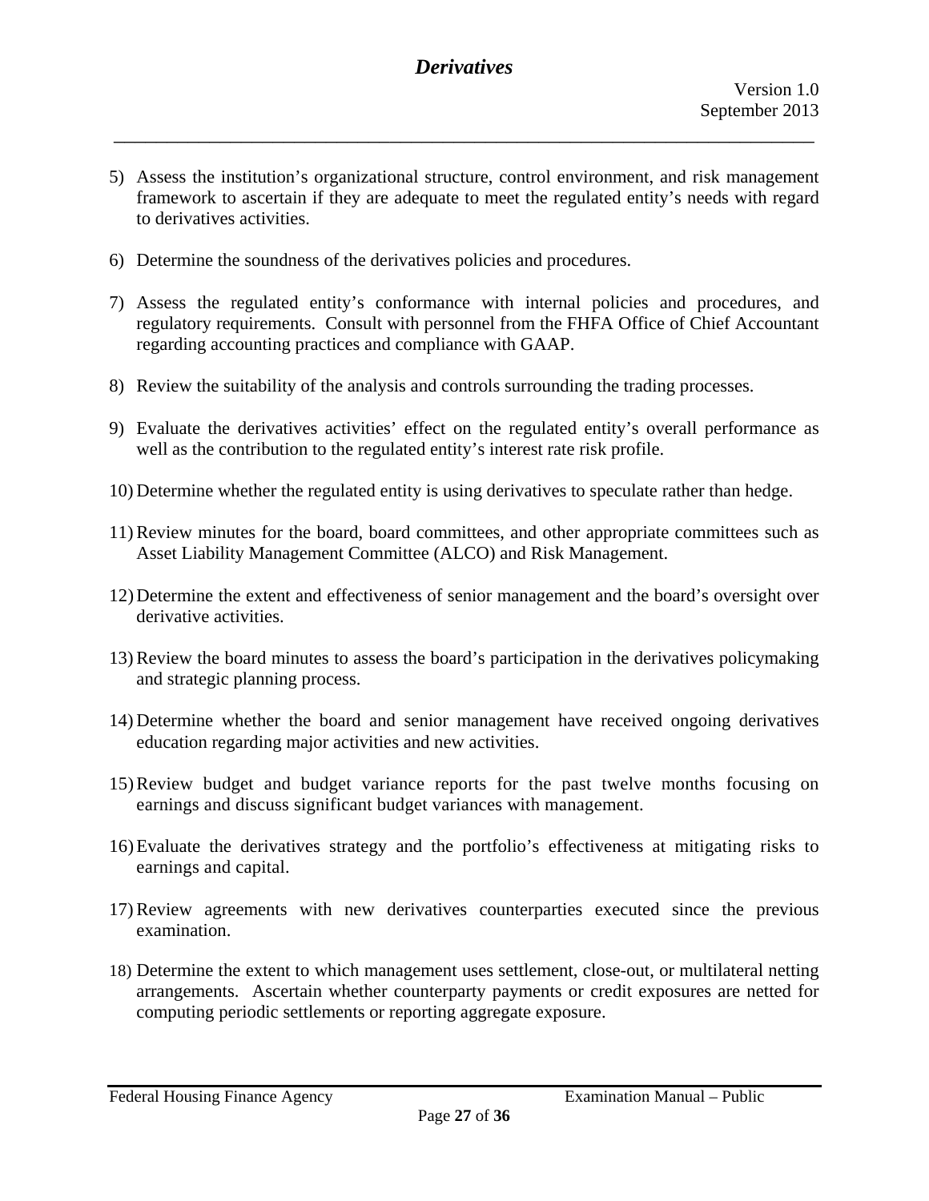5) Assess the institution's organizational structure, control environment, and risk management framework to ascertain if they are adequate to meet the regulated entity's needs with regard to derivatives activities.

6) Determine the soundness of the derivatives policies and procedures.

7) Assess the regulated entity's conformance with internal policies and procedures, and regulatory requirements. Consult with personnel from the FHFA Office of Chief Accountant regarding accounting practices and compliance with GAAP.

8) Review the suitability of the analysis and controls surrounding the trading processes.

9) Evaluate the derivatives activities' effect on the regulated entity's overall performance as well as the contribution to the regulated entity's interest rate risk profile.

10) Determine whether the regulated entity is using derivatives to speculate rather than hedge.

11) Review minutes for the board, board committees, and other appropriate committees such as Asset Liability Management Committee (ALCO) and Risk Management.

12) Determine the extent and effectiveness of senior management and the board's oversight over derivative activities.

13) Review the board minutes to assess the board's participation in the derivatives policymaking and strategic planning process.

14) Determine whether the board and senior management have received ongoing derivatives education regarding major activities and new activities.

15) Review budget and budget variance reports for the past twelve months focusing on earnings and discuss significant budget variances with management.

16) Evaluate the derivatives strategy and the portfolio's effectiveness at mitigating risks to earnings and capital.

17) Review agreements with new derivatives counterparties executed since the previous examination.

18) Determine the extent to which management uses settlement, close-out, or multilateral netting arrangements. Ascertain whether counterparty payments or credit exposures are netted for computing periodic settlements or reporting aggregate exposure.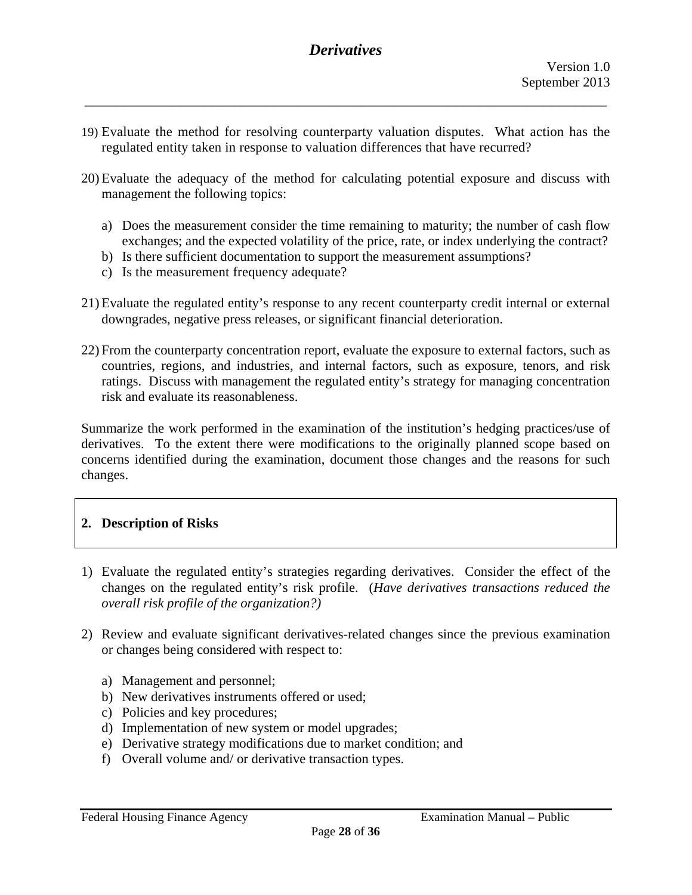19) Evaluate the method for resolving counterparty valuation disputes. What action has the regulated entity taken in response to valuation differences that have recurred?

20) Evaluate the adequacy of the method for calculating potential exposure and discuss with management the following topics:

    a) Does the measurement consider the time remaining to maturity; the number of cash flow exchanges; and the expected volatility of the price, rate, or index underlying the contract?
    b) Is there sufficient documentation to support the measurement assumptions?
    c) Is the measurement frequency adequate?

21) Evaluate the regulated entity's response to any recent counterparty credit internal or external downgrades, negative press releases, or significant financial deterioration.

22) From the counterparty concentration report, evaluate the exposure to external factors, such as countries, regions, and industries, and internal factors, such as exposure, tenors, and risk ratings. Discuss with management the regulated entity's strategy for managing concentration risk and evaluate its reasonableness.

Summarize the work performed in the examination of the institution's hedging practices/use of derivatives. To the extent there were modifications to the originally planned scope based on concerns identified during the examination, document those changes and the reasons for such changes.

## 2. Description of Risks

1) Evaluate the regulated entity's strategies regarding derivatives. Consider the effect of the changes on the regulated entity's risk profile. (*Have derivatives transactions reduced the overall risk profile of the organization?)*

2) Review and evaluate significant derivatives-related changes since the previous examination or changes being considered with respect to:

    a) Management and personnel;
    b) New derivatives instruments offered or used;
    c) Policies and key procedures;
    d) Implementation of new system or model upgrades;
    e) Derivative strategy modifications due to market condition; and
    f) Overall volume and/ or derivative transaction types.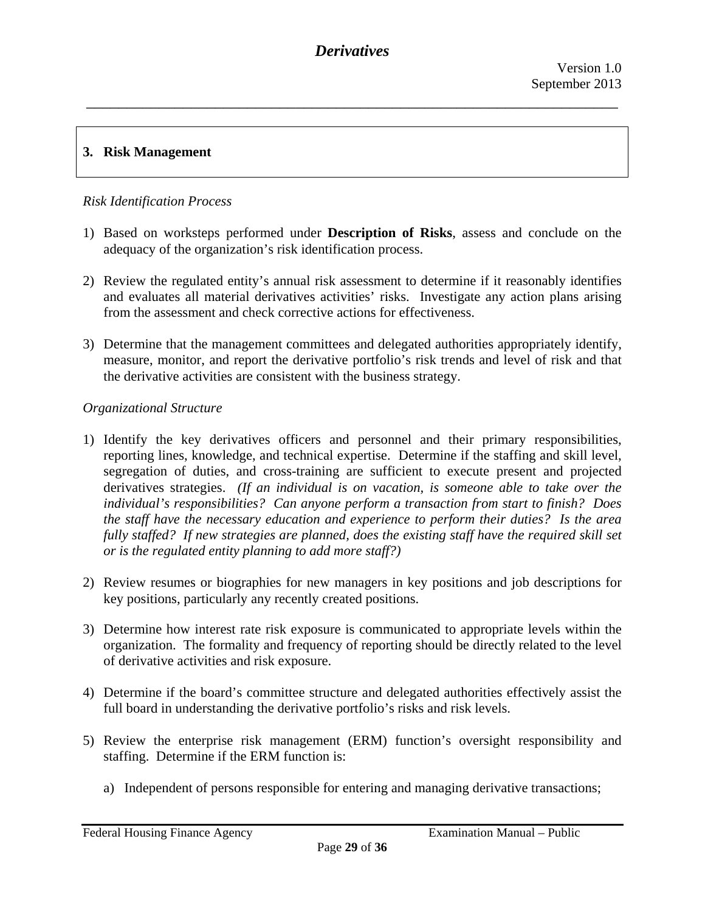## 3. Risk Management

*Risk Identification Process*

1) Based on worksteps performed under **Description of Risks**, assess and conclude on the adequacy of the organization's risk identification process.

2) Review the regulated entity's annual risk assessment to determine if it reasonably identifies and evaluates all material derivatives activities' risks. Investigate any action plans arising from the assessment and check corrective actions for effectiveness.

3) Determine that the management committees and delegated authorities appropriately identify, measure, monitor, and report the derivative portfolio's risk trends and level of risk and that the derivative activities are consistent with the business strategy.

*Organizational Structure*

1) Identify the key derivatives officers and personnel and their primary responsibilities, reporting lines, knowledge, and technical expertise. Determine if the staffing and skill level, segregation of duties, and cross-training are sufficient to execute present and projected derivatives strategies. *(If an individual is on vacation, is someone able to take over the individual's responsibilities? Can anyone perform a transaction from start to finish? Does the staff have the necessary education and experience to perform their duties? Is the area fully staffed? If new strategies are planned, does the existing staff have the required skill set or is the regulated entity planning to add more staff?)*

2) Review resumes or biographies for new managers in key positions and job descriptions for key positions, particularly any recently created positions.

3) Determine how interest rate risk exposure is communicated to appropriate levels within the organization. The formality and frequency of reporting should be directly related to the level of derivative activities and risk exposure.

4) Determine if the board's committee structure and delegated authorities effectively assist the full board in understanding the derivative portfolio's risks and risk levels.

5) Review the enterprise risk management (ERM) function's oversight responsibility and staffing. Determine if the ERM function is:

   a) Independent of persons responsible for entering and managing derivative transactions;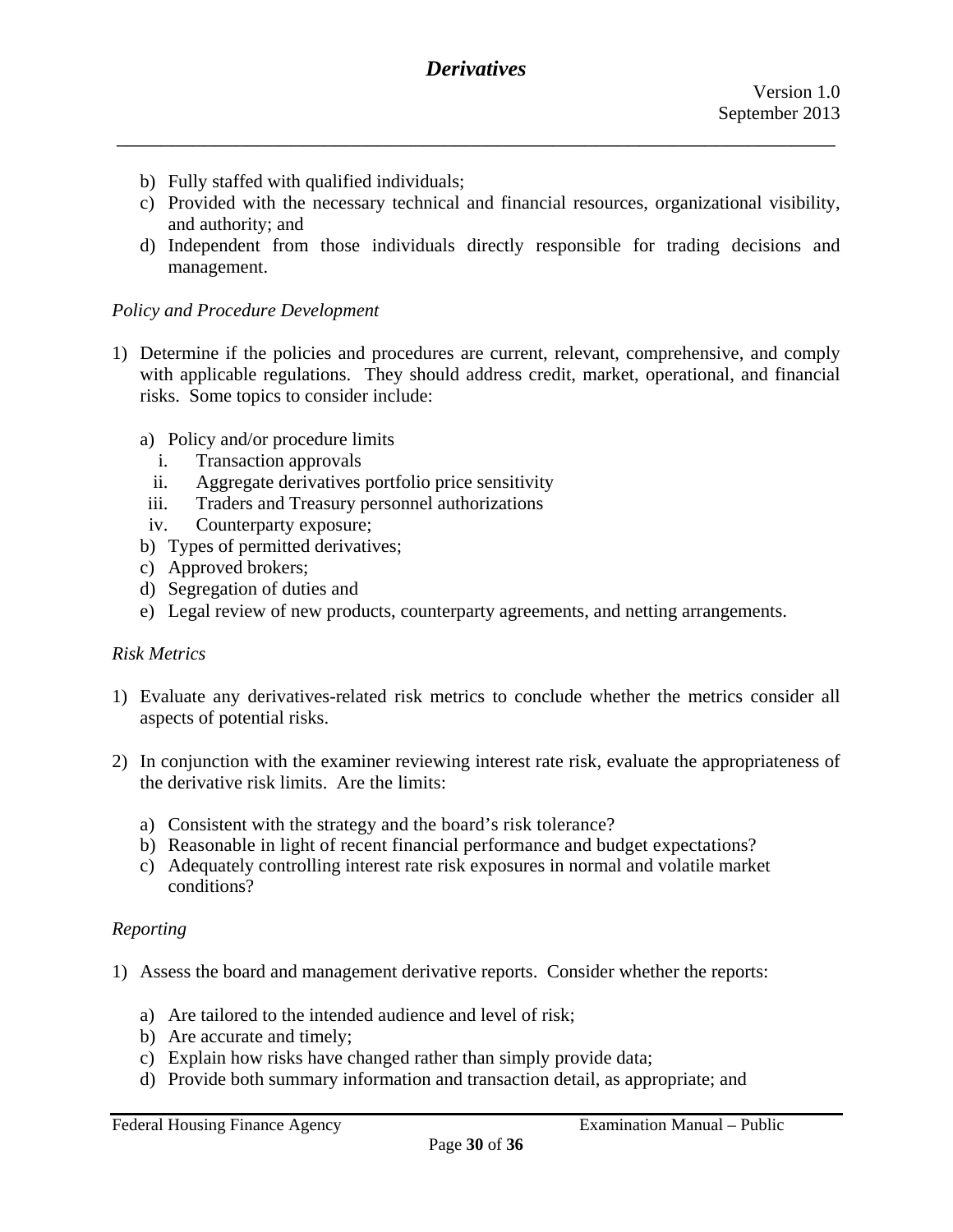b) Fully staffed with qualified individuals;
c) Provided with the necessary technical and financial resources, organizational visibility, and authority; and
d) Independent from those individuals directly responsible for trading decisions and management.

*Policy and Procedure Development*

1) Determine if the policies and procedures are current, relevant, comprehensive, and comply with applicable regulations. They should address credit, market, operational, and financial risks. Some topics to consider include:

   a) Policy and/or procedure limits
      i. Transaction approvals
      ii. Aggregate derivatives portfolio price sensitivity
      iii. Traders and Treasury personnel authorizations
      iv. Counterparty exposure;
   b) Types of permitted derivatives;
   c) Approved brokers;
   d) Segregation of duties and
   e) Legal review of new products, counterparty agreements, and netting arrangements.

*Risk Metrics*

1) Evaluate any derivatives-related risk metrics to conclude whether the metrics consider all aspects of potential risks.

2) In conjunction with the examiner reviewing interest rate risk, evaluate the appropriateness of the derivative risk limits. Are the limits:

   a) Consistent with the strategy and the board's risk tolerance?
   b) Reasonable in light of recent financial performance and budget expectations?
   c) Adequately controlling interest rate risk exposures in normal and volatile market conditions?

*Reporting*

1) Assess the board and management derivative reports. Consider whether the reports:

   a) Are tailored to the intended audience and level of risk;
   b) Are accurate and timely;
   c) Explain how risks have changed rather than simply provide data;
   d) Provide both summary information and transaction detail, as appropriate; and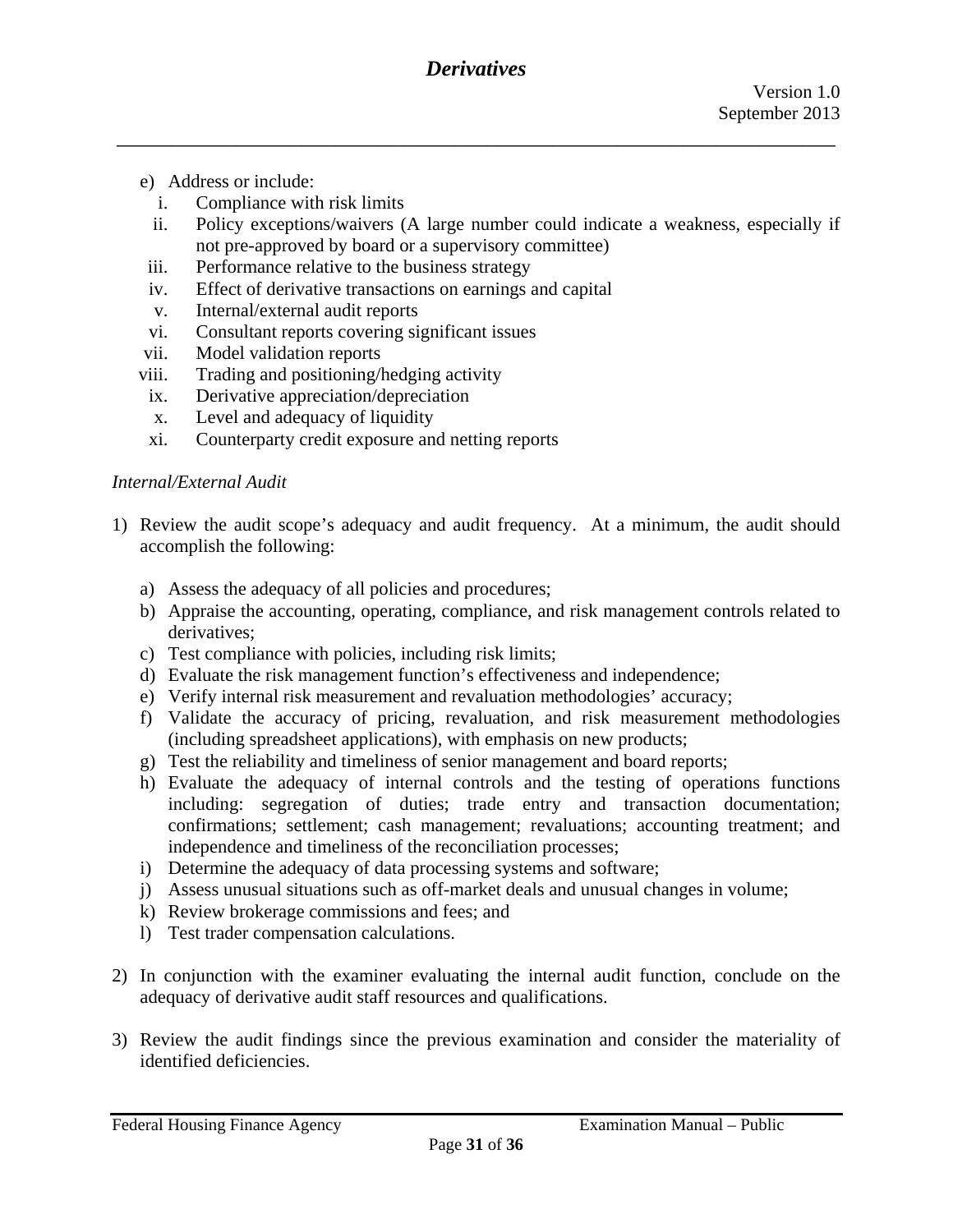e) Address or include:
   i. Compliance with risk limits
   ii. Policy exceptions/waivers (A large number could indicate a weakness, especially if not pre-approved by board or a supervisory committee)
   iii. Performance relative to the business strategy
   iv. Effect of derivative transactions on earnings and capital
   v. Internal/external audit reports
   vi. Consultant reports covering significant issues
   vii. Model validation reports
   viii. Trading and positioning/hedging activity
   ix. Derivative appreciation/depreciation
   x. Level and adequacy of liquidity
   xi. Counterparty credit exposure and netting reports

*Internal/External Audit*

1) Review the audit scope's adequacy and audit frequency. At a minimum, the audit should accomplish the following:

   a) Assess the adequacy of all policies and procedures;
   b) Appraise the accounting, operating, compliance, and risk management controls related to derivatives;
   c) Test compliance with policies, including risk limits;
   d) Evaluate the risk management function's effectiveness and independence;
   e) Verify internal risk measurement and revaluation methodologies' accuracy;
   f) Validate the accuracy of pricing, revaluation, and risk measurement methodologies (including spreadsheet applications), with emphasis on new products;
   g) Test the reliability and timeliness of senior management and board reports;
   h) Evaluate the adequacy of internal controls and the testing of operations functions including: segregation of duties; trade entry and transaction documentation; confirmations; settlement; cash management; revaluations; accounting treatment; and independence and timeliness of the reconciliation processes;
   i) Determine the adequacy of data processing systems and software;
   j) Assess unusual situations such as off-market deals and unusual changes in volume;
   k) Review brokerage commissions and fees; and
   l) Test trader compensation calculations.

2) In conjunction with the examiner evaluating the internal audit function, conclude on the adequacy of derivative audit staff resources and qualifications.

3) Review the audit findings since the previous examination and consider the materiality of identified deficiencies.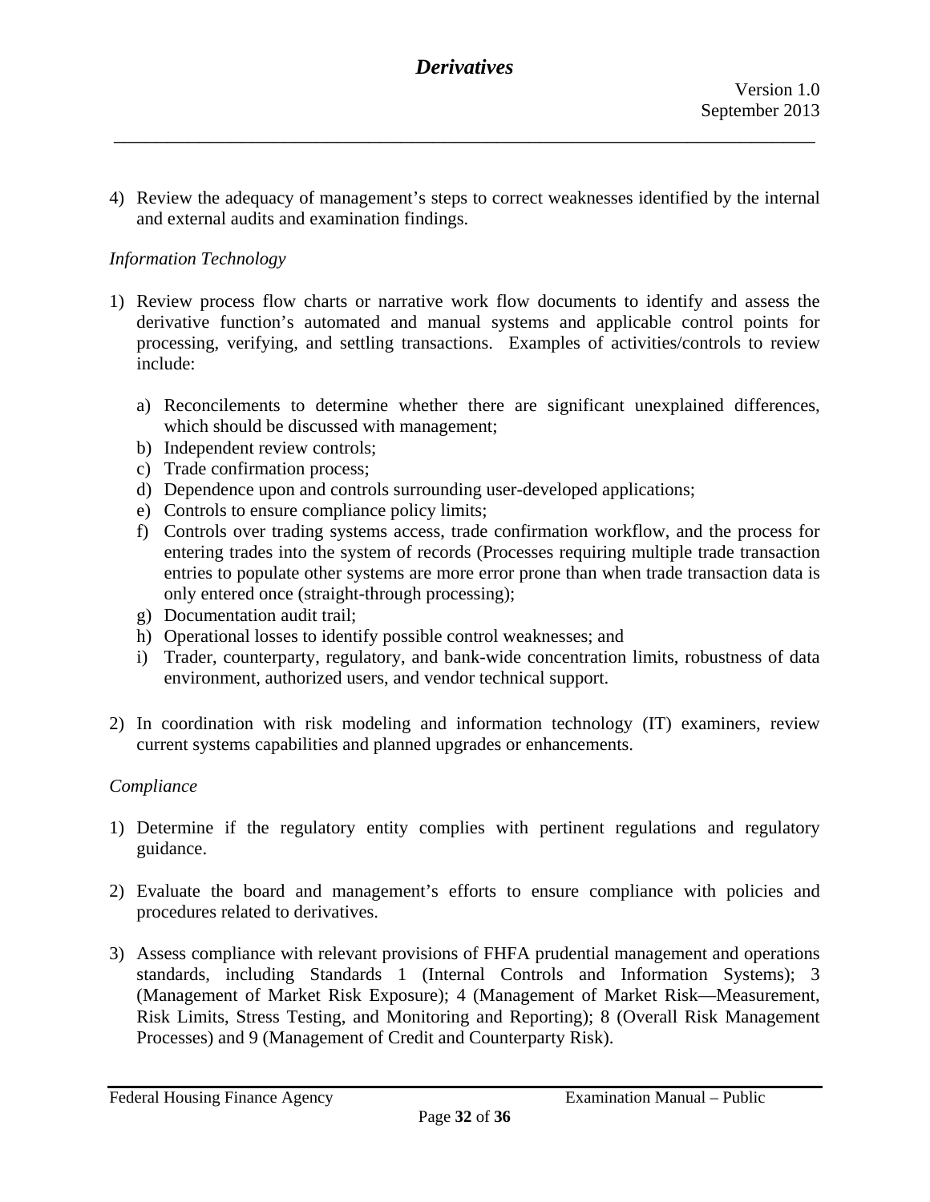4) Review the adequacy of management's steps to correct weaknesses identified by the internal and external audits and examination findings.

*Information Technology*

1) Review process flow charts or narrative work flow documents to identify and assess the derivative function's automated and manual systems and applicable control points for processing, verifying, and settling transactions. Examples of activities/controls to review include:

   a) Reconcilements to determine whether there are significant unexplained differences, which should be discussed with management;
   b) Independent review controls;
   c) Trade confirmation process;
   d) Dependence upon and controls surrounding user-developed applications;
   e) Controls to ensure compliance policy limits;
   f) Controls over trading systems access, trade confirmation workflow, and the process for entering trades into the system of records (Processes requiring multiple trade transaction entries to populate other systems are more error prone than when trade transaction data is only entered once (straight-through processing);
   g) Documentation audit trail;
   h) Operational losses to identify possible control weaknesses; and
   i) Trader, counterparty, regulatory, and bank-wide concentration limits, robustness of data environment, authorized users, and vendor technical support.

2) In coordination with risk modeling and information technology (IT) examiners, review current systems capabilities and planned upgrades or enhancements.

*Compliance*

1) Determine if the regulatory entity complies with pertinent regulations and regulatory guidance.

2) Evaluate the board and management's efforts to ensure compliance with policies and procedures related to derivatives.

3) Assess compliance with relevant provisions of FHFA prudential management and operations standards, including Standards 1 (Internal Controls and Information Systems); 3 (Management of Market Risk Exposure); 4 (Management of Market Risk—Measurement, Risk Limits, Stress Testing, and Monitoring and Reporting); 8 (Overall Risk Management Processes) and 9 (Management of Credit and Counterparty Risk).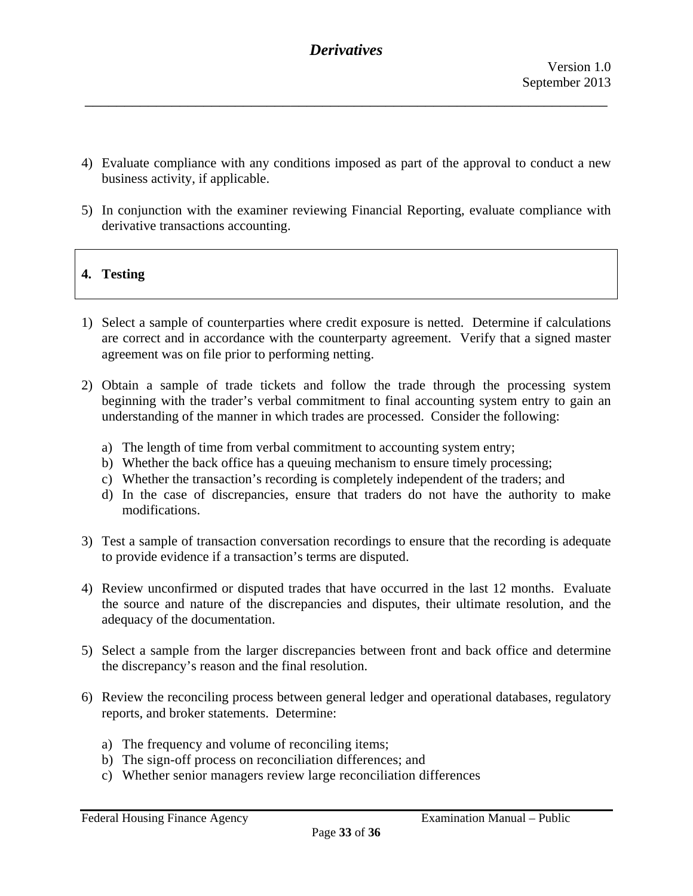4) Evaluate compliance with any conditions imposed as part of the approval to conduct a new business activity, if applicable.

5) In conjunction with the examiner reviewing Financial Reporting, evaluate compliance with derivative transactions accounting.

## 4. Testing

1) Select a sample of counterparties where credit exposure is netted. Determine if calculations are correct and in accordance with the counterparty agreement. Verify that a signed master agreement was on file prior to performing netting.

2) Obtain a sample of trade tickets and follow the trade through the processing system beginning with the trader's verbal commitment to final accounting system entry to gain an understanding of the manner in which trades are processed. Consider the following:

   a) The length of time from verbal commitment to accounting system entry;
   b) Whether the back office has a queuing mechanism to ensure timely processing;
   c) Whether the transaction's recording is completely independent of the traders; and
   d) In the case of discrepancies, ensure that traders do not have the authority to make modifications.

3) Test a sample of transaction conversation recordings to ensure that the recording is adequate to provide evidence if a transaction's terms are disputed.

4) Review unconfirmed or disputed trades that have occurred in the last 12 months. Evaluate the source and nature of the discrepancies and disputes, their ultimate resolution, and the adequacy of the documentation.

5) Select a sample from the larger discrepancies between front and back office and determine the discrepancy's reason and the final resolution.

6) Review the reconciling process between general ledger and operational databases, regulatory reports, and broker statements. Determine:

   a) The frequency and volume of reconciling items;
   b) The sign-off process on reconciliation differences; and
   c) Whether senior managers review large reconciliation differences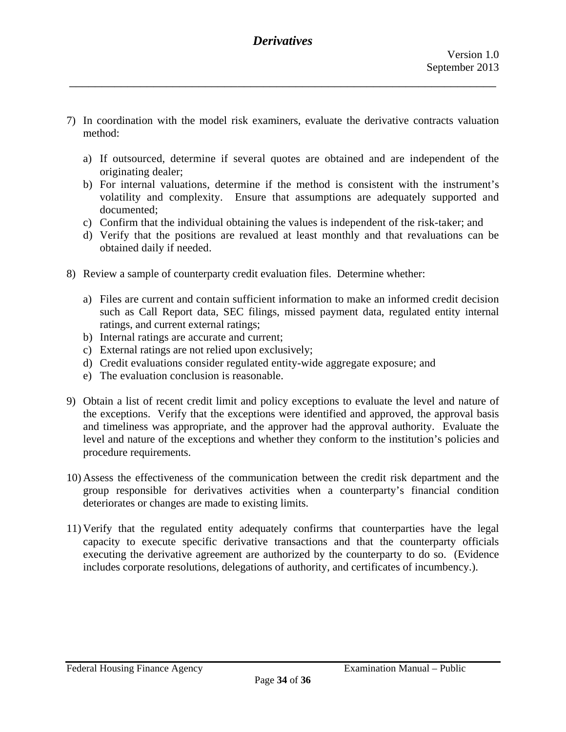7) In coordination with the model risk examiners, evaluate the derivative contracts valuation method:

   a) If outsourced, determine if several quotes are obtained and are independent of the originating dealer;
   b) For internal valuations, determine if the method is consistent with the instrument's volatility and complexity. Ensure that assumptions are adequately supported and documented;
   c) Confirm that the individual obtaining the values is independent of the risk-taker; and
   d) Verify that the positions are revalued at least monthly and that revaluations can be obtained daily if needed.

8) Review a sample of counterparty credit evaluation files. Determine whether:

   a) Files are current and contain sufficient information to make an informed credit decision such as Call Report data, SEC filings, missed payment data, regulated entity internal ratings, and current external ratings;
   b) Internal ratings are accurate and current;
   c) External ratings are not relied upon exclusively;
   d) Credit evaluations consider regulated entity-wide aggregate exposure; and
   e) The evaluation conclusion is reasonable.

9) Obtain a list of recent credit limit and policy exceptions to evaluate the level and nature of the exceptions. Verify that the exceptions were identified and approved, the approval basis and timeliness was appropriate, and the approver had the approval authority. Evaluate the level and nature of the exceptions and whether they conform to the institution's policies and procedure requirements.

10) Assess the effectiveness of the communication between the credit risk department and the group responsible for derivatives activities when a counterparty's financial condition deteriorates or changes are made to existing limits.

11) Verify that the regulated entity adequately confirms that counterparties have the legal capacity to execute specific derivative transactions and that the counterparty officials executing the derivative agreement are authorized by the counterparty to do so. (Evidence includes corporate resolutions, delegations of authority, and certificates of incumbency.).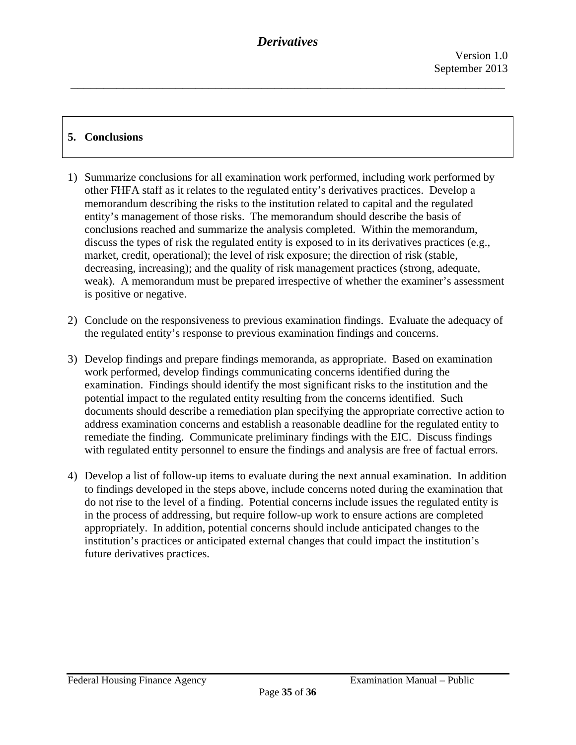## 5. Conclusions

1) Summarize conclusions for all examination work performed, including work performed by other FHFA staff as it relates to the regulated entity's derivatives practices. Develop a memorandum describing the risks to the institution related to capital and the regulated entity's management of those risks. The memorandum should describe the basis of conclusions reached and summarize the analysis completed. Within the memorandum, discuss the types of risk the regulated entity is exposed to in its derivatives practices (e.g., market, credit, operational); the level of risk exposure; the direction of risk (stable, decreasing, increasing); and the quality of risk management practices (strong, adequate, weak). A memorandum must be prepared irrespective of whether the examiner's assessment is positive or negative.

2) Conclude on the responsiveness to previous examination findings. Evaluate the adequacy of the regulated entity's response to previous examination findings and concerns.

3) Develop findings and prepare findings memoranda, as appropriate. Based on examination work performed, develop findings communicating concerns identified during the examination. Findings should identify the most significant risks to the institution and the potential impact to the regulated entity resulting from the concerns identified. Such documents should describe a remediation plan specifying the appropriate corrective action to address examination concerns and establish a reasonable deadline for the regulated entity to remediate the finding. Communicate preliminary findings with the EIC. Discuss findings with regulated entity personnel to ensure the findings and analysis are free of factual errors.

4) Develop a list of follow-up items to evaluate during the next annual examination. In addition to findings developed in the steps above, include concerns noted during the examination that do not rise to the level of a finding. Potential concerns include issues the regulated entity is in the process of addressing, but require follow-up work to ensure actions are completed appropriately. In addition, potential concerns should include anticipated changes to the institution's practices or anticipated external changes that could impact the institution's future derivatives practices.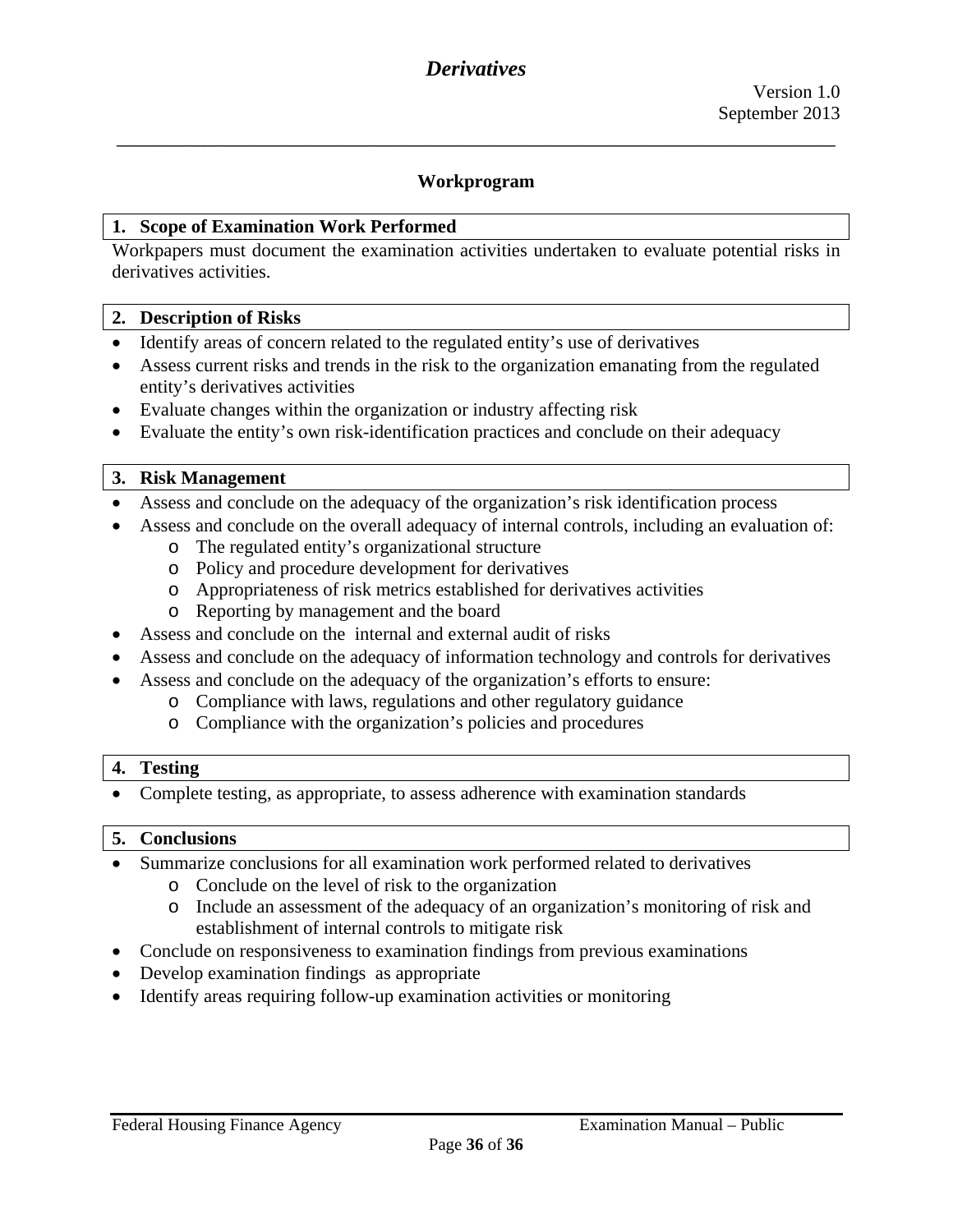## Workprogram

### 1. Scope of Examination Work Performed

Workpapers must document the examination activities undertaken to evaluate potential risks in derivatives activities.

### 2. Description of Risks

- Identify areas of concern related to the regulated entity's use of derivatives
- Assess current risks and trends in the risk to the organization emanating from the regulated entity's derivatives activities
- Evaluate changes within the organization or industry affecting risk
- Evaluate the entity's own risk-identification practices and conclude on their adequacy

### 3. Risk Management

- Assess and conclude on the adequacy of the organization's risk identification process
- Assess and conclude on the overall adequacy of internal controls, including an evaluation of:
  - The regulated entity's organizational structure
  - Policy and procedure development for derivatives
  - Appropriateness of risk metrics established for derivatives activities
  - Reporting by management and the board
- Assess and conclude on the internal and external audit of risks
- Assess and conclude on the adequacy of information technology and controls for derivatives
- Assess and conclude on the adequacy of the organization's efforts to ensure:
  - Compliance with laws, regulations and other regulatory guidance
  - Compliance with the organization's policies and procedures

### 4. Testing

- Complete testing, as appropriate, to assess adherence with examination standards

### 5. Conclusions

- Summarize conclusions for all examination work performed related to derivatives
  - Conclude on the level of risk to the organization
  - Include an assessment of the adequacy of an organization's monitoring of risk and establishment of internal controls to mitigate risk
- Conclude on responsiveness to examination findings from previous examinations
- Develop examination findings as appropriate
- Identify areas requiring follow-up examination activities or monitoring